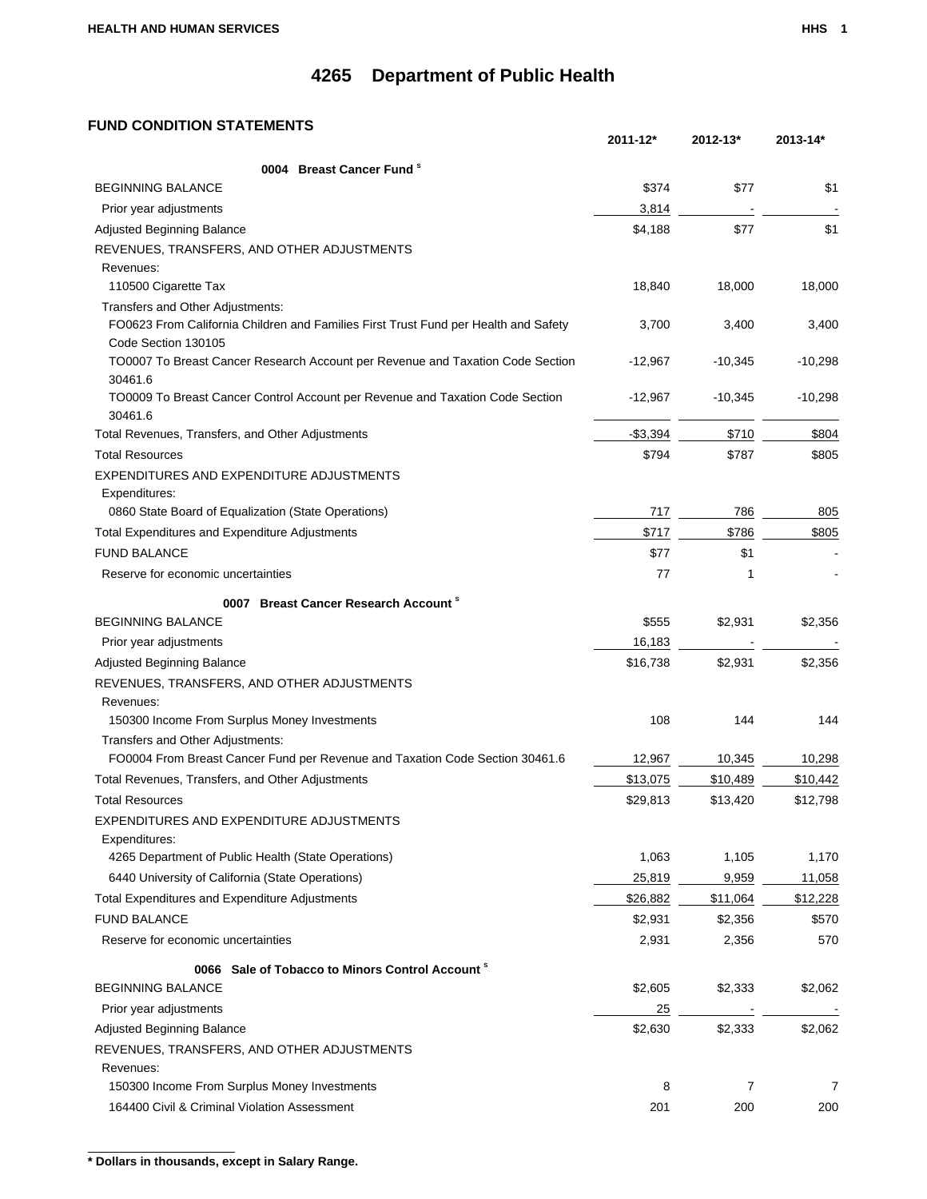# 4265 Department of Public Health

## FUND CONDITION STATEMENTS

| | 2011-12* | 2012-13* | 2013-14* |
|---|---|---|---|
| **0004 Breast Cancer Fund** [s] | | | |
| BEGINNING BALANCE | $374 | $77 | $1 |
| Prior year adjustments | 3,814 | - | - |
| Adjusted Beginning Balance | $4,188 | $77 | $1 |
| REVENUES, TRANSFERS, AND OTHER ADJUSTMENTS | | | |
| Revenues: | | | |
| 110500 Cigarette Tax | 18,840 | 18,000 | 18,000 |
| Transfers and Other Adjustments: | | | |
| FO0623 From California Children and Families First Trust Fund per Health and Safety Code Section 130105 | 3,700 | 3,400 | 3,400 |
| TO0007 To Breast Cancer Research Account per Revenue and Taxation Code Section 30461.6 | -12,967 | -10,345 | -10,298 |
| TO0009 To Breast Cancer Control Account per Revenue and Taxation Code Section 30461.6 | -12,967 | -10,345 | -10,298 |
| Total Revenues, Transfers, and Other Adjustments | -$3,394 | $710 | $804 |
| Total Resources | $794 | $787 | $805 |
| EXPENDITURES AND EXPENDITURE ADJUSTMENTS | | | |
| Expenditures: | | | |
| 0860 State Board of Equalization (State Operations) | 717 | 786 | 805 |
| Total Expenditures and Expenditure Adjustments | $717 | $786 | $805 |
| FUND BALANCE | $77 | $1 | - |
| Reserve for economic uncertainties | 77 | 1 | - |
| **0007 Breast Cancer Research Account** [s] | | | |
| BEGINNING BALANCE | $555 | $2,931 | $2,356 |
| Prior year adjustments | 16,183 | - | - |
| Adjusted Beginning Balance | $16,738 | $2,931 | $2,356 |
| REVENUES, TRANSFERS, AND OTHER ADJUSTMENTS | | | |
| Revenues: | | | |
| 150300 Income From Surplus Money Investments | 108 | 144 | 144 |
| Transfers and Other Adjustments: | | | |
| FO0004 From Breast Cancer Fund per Revenue and Taxation Code Section 30461.6 | 12,967 | 10,345 | 10,298 |
| Total Revenues, Transfers, and Other Adjustments | $13,075 | $10,489 | $10,442 |
| Total Resources | $29,813 | $13,420 | $12,798 |
| EXPENDITURES AND EXPENDITURE ADJUSTMENTS | | | |
| Expenditures: | | | |
| 4265 Department of Public Health (State Operations) | 1,063 | 1,105 | 1,170 |
| 6440 University of California (State Operations) | 25,819 | 9,959 | 11,058 |
| Total Expenditures and Expenditure Adjustments | $26,882 | $11,064 | $12,228 |
| FUND BALANCE | $2,931 | $2,356 | $570 |
| Reserve for economic uncertainties | 2,931 | 2,356 | 570 |
| **0066 Sale of Tobacco to Minors Control Account** [s] | | | |
| BEGINNING BALANCE | $2,605 | $2,333 | $2,062 |
| Prior year adjustments | 25 | - | - |
| Adjusted Beginning Balance | $2,630 | $2,333 | $2,062 |
| REVENUES, TRANSFERS, AND OTHER ADJUSTMENTS | | | |
| Revenues: | | | |
| 150300 Income From Surplus Money Investments | 8 | 7 | 7 |
| 164400 Civil & Criminal Violation Assessment | 201 | 200 | 200 |

**\* Dollars in thousands, except in Salary Range.**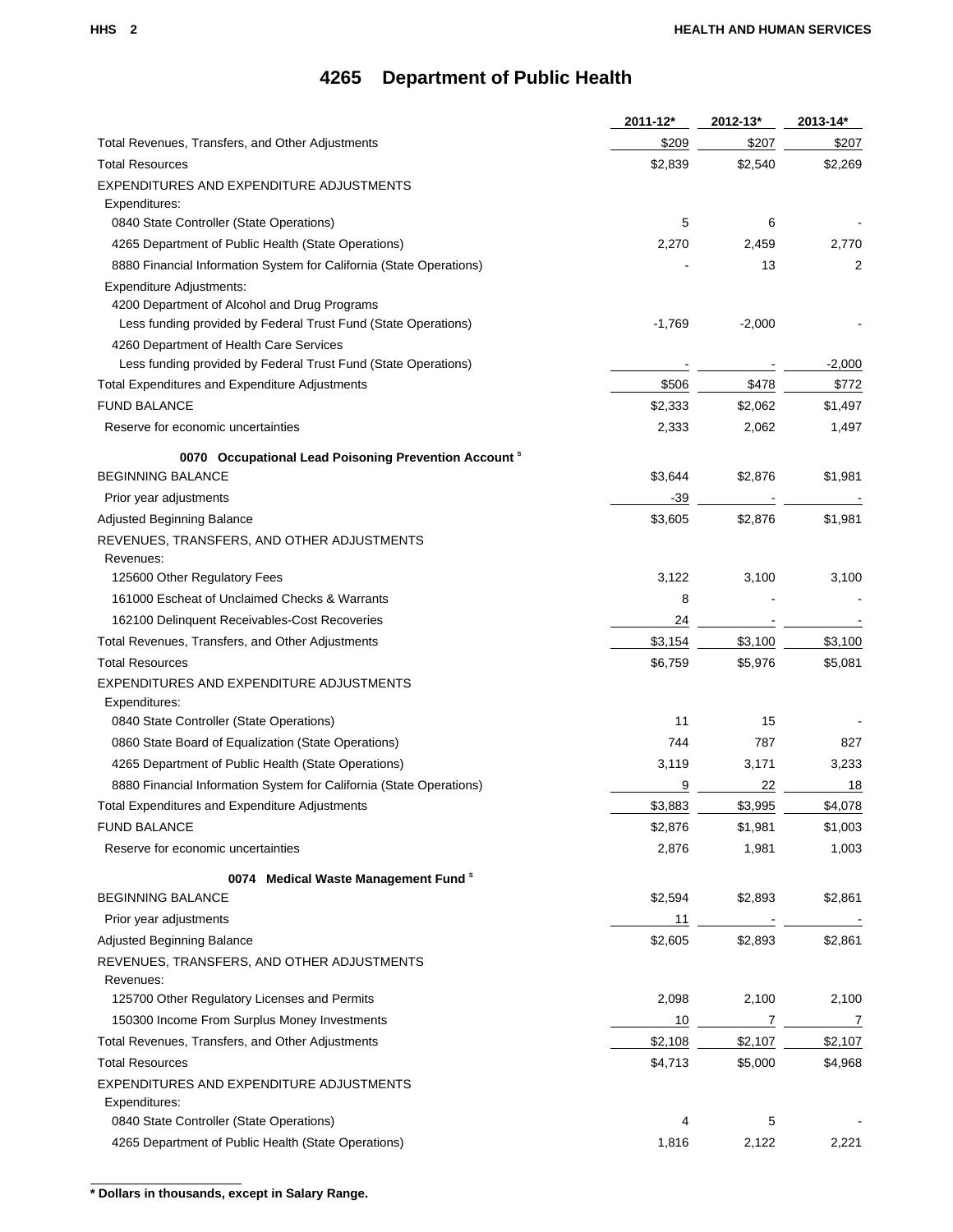# 4265 Department of Public Health

| | 2011-12* | 2012-13* | 2013-14* |
|---|---|---|---|
| Total Revenues, Transfers, and Other Adjustments | $209 | $207 | $207 |
| Total Resources | $2,839 | $2,540 | $2,269 |
| EXPENDITURES AND EXPENDITURE ADJUSTMENTS | | | |
| Expenditures: | | | |
| 0840 State Controller (State Operations) | 5 | 6 | - |
| 4265 Department of Public Health (State Operations) | 2,270 | 2,459 | 2,770 |
| 8880 Financial Information System for California (State Operations) | - | 13 | 2 |
| Expenditure Adjustments: | | | |
| 4200 Department of Alcohol and Drug Programs | | | |
| Less funding provided by Federal Trust Fund (State Operations) | -1,769 | -2,000 | - |
| 4260 Department of Health Care Services | | | |
| Less funding provided by Federal Trust Fund (State Operations) | - | - | -2,000 |
| Total Expenditures and Expenditure Adjustments | $506 | $478 | $772 |
| FUND BALANCE | $2,333 | $2,062 | $1,497 |
| Reserve for economic uncertainties | 2,333 | 2,062 | 1,497 |
| **0070 Occupational Lead Poisoning Prevention Account** [s] | | | |
| BEGINNING BALANCE | $3,644 | $2,876 | $1,981 |
| Prior year adjustments | -39 | - | - |
| Adjusted Beginning Balance | $3,605 | $2,876 | $1,981 |
| REVENUES, TRANSFERS, AND OTHER ADJUSTMENTS | | | |
| Revenues: | | | |
| 125600 Other Regulatory Fees | 3,122 | 3,100 | 3,100 |
| 161000 Escheat of Unclaimed Checks & Warrants | 8 | - | - |
| 162100 Delinquent Receivables-Cost Recoveries | 24 | - | - |
| Total Revenues, Transfers, and Other Adjustments | $3,154 | $3,100 | $3,100 |
| Total Resources | $6,759 | $5,976 | $5,081 |
| EXPENDITURES AND EXPENDITURE ADJUSTMENTS | | | |
| Expenditures: | | | |
| 0840 State Controller (State Operations) | 11 | 15 | - |
| 0860 State Board of Equalization (State Operations) | 744 | 787 | 827 |
| 4265 Department of Public Health (State Operations) | 3,119 | 3,171 | 3,233 |
| 8880 Financial Information System for California (State Operations) | 9 | 22 | 18 |
| Total Expenditures and Expenditure Adjustments | $3,883 | $3,995 | $4,078 |
| FUND BALANCE | $2,876 | $1,981 | $1,003 |
| Reserve for economic uncertainties | 2,876 | 1,981 | 1,003 |
| **0074 Medical Waste Management Fund** [s] | | | |
| BEGINNING BALANCE | $2,594 | $2,893 | $2,861 |
| Prior year adjustments | 11 | - | - |
| Adjusted Beginning Balance | $2,605 | $2,893 | $2,861 |
| REVENUES, TRANSFERS, AND OTHER ADJUSTMENTS | | | |
| Revenues: | | | |
| 125700 Other Regulatory Licenses and Permits | 2,098 | 2,100 | 2,100 |
| 150300 Income From Surplus Money Investments | 10 | 7 | 7 |
| Total Revenues, Transfers, and Other Adjustments | $2,108 | $2,107 | $2,107 |
| Total Resources | $4,713 | $5,000 | $4,968 |
| EXPENDITURES AND EXPENDITURE ADJUSTMENTS | | | |
| Expenditures: | | | |
| 0840 State Controller (State Operations) | 4 | 5 | - |
| 4265 Department of Public Health (State Operations) | 1,816 | 2,122 | 2,221 |

**\* Dollars in thousands, except in Salary Range.**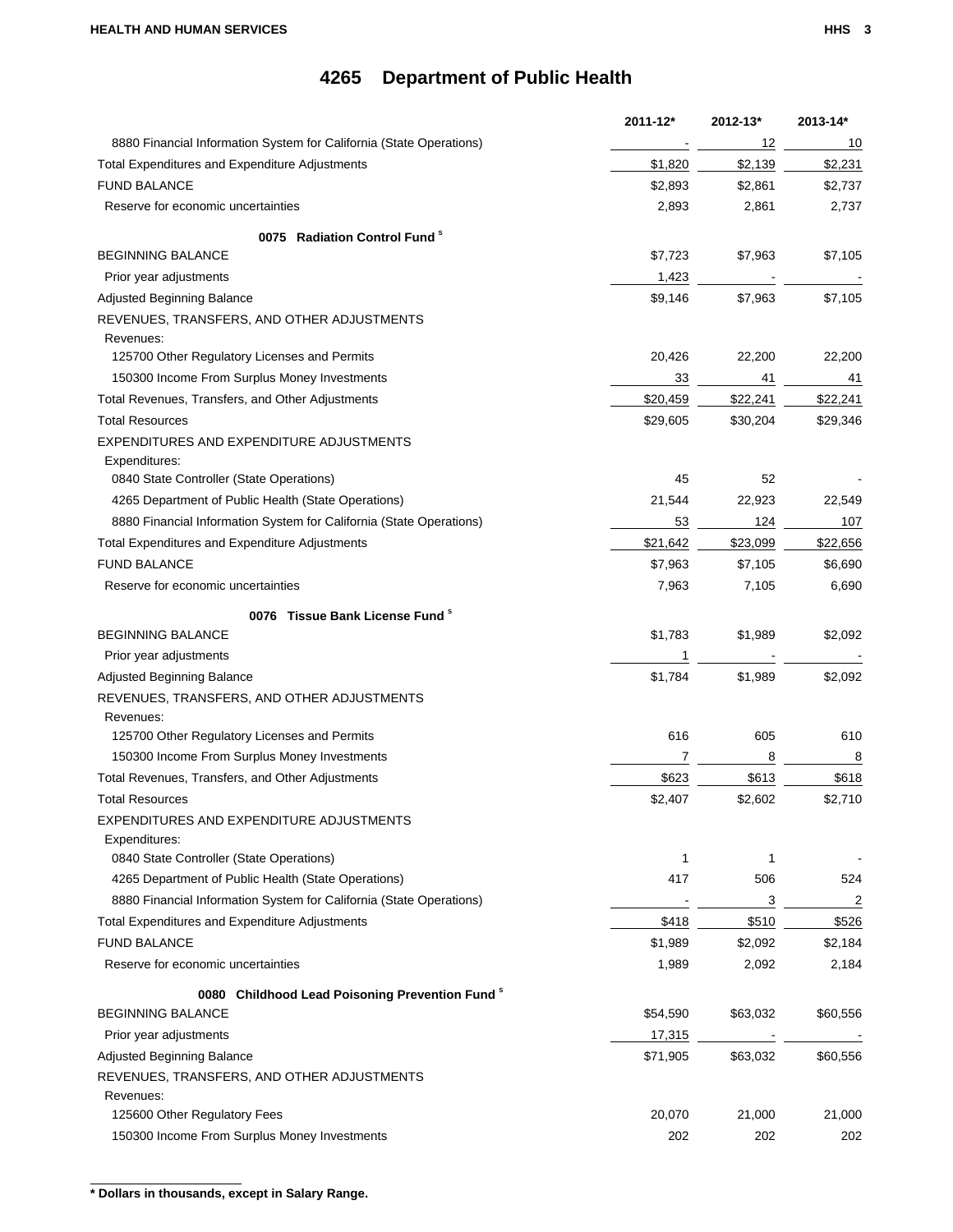# 4265 Department of Public Health

| | 2011-12* | 2012-13* | 2013-14* |
|---|---|---|---|
| 8880 Financial Information System for California (State Operations) | - | 12 | 10 |
| Total Expenditures and Expenditure Adjustments | $1,820 | $2,139 | $2,231 |
| FUND BALANCE | $2,893 | $2,861 | $2,737 |
| Reserve for economic uncertainties | 2,893 | 2,861 | 2,737 |
| **0075 Radiation Control Fund** [s] | | | |
| BEGINNING BALANCE | $7,723 | $7,963 | $7,105 |
| Prior year adjustments | 1,423 | - | - |
| Adjusted Beginning Balance | $9,146 | $7,963 | $7,105 |
| REVENUES, TRANSFERS, AND OTHER ADJUSTMENTS | | | |
| Revenues: | | | |
| 125700 Other Regulatory Licenses and Permits | 20,426 | 22,200 | 22,200 |
| 150300 Income From Surplus Money Investments | 33 | 41 | 41 |
| Total Revenues, Transfers, and Other Adjustments | $20,459 | $22,241 | $22,241 |
| Total Resources | $29,605 | $30,204 | $29,346 |
| EXPENDITURES AND EXPENDITURE ADJUSTMENTS | | | |
| Expenditures: | | | |
| 0840 State Controller (State Operations) | 45 | 52 | - |
| 4265 Department of Public Health (State Operations) | 21,544 | 22,923 | 22,549 |
| 8880 Financial Information System for California (State Operations) | 53 | 124 | 107 |
| Total Expenditures and Expenditure Adjustments | $21,642 | $23,099 | $22,656 |
| FUND BALANCE | $7,963 | $7,105 | $6,690 |
| Reserve for economic uncertainties | 7,963 | 7,105 | 6,690 |
| **0076 Tissue Bank License Fund** [s] | | | |
| BEGINNING BALANCE | $1,783 | $1,989 | $2,092 |
| Prior year adjustments | 1 | - | - |
| Adjusted Beginning Balance | $1,784 | $1,989 | $2,092 |
| REVENUES, TRANSFERS, AND OTHER ADJUSTMENTS | | | |
| Revenues: | | | |
| 125700 Other Regulatory Licenses and Permits | 616 | 605 | 610 |
| 150300 Income From Surplus Money Investments | 7 | 8 | 8 |
| Total Revenues, Transfers, and Other Adjustments | $623 | $613 | $618 |
| Total Resources | $2,407 | $2,602 | $2,710 |
| EXPENDITURES AND EXPENDITURE ADJUSTMENTS | | | |
| Expenditures: | | | |
| 0840 State Controller (State Operations) | 1 | 1 | - |
| 4265 Department of Public Health (State Operations) | 417 | 506 | 524 |
| 8880 Financial Information System for California (State Operations) | - | 3 | 2 |
| Total Expenditures and Expenditure Adjustments | $418 | $510 | $526 |
| FUND BALANCE | $1,989 | $2,092 | $2,184 |
| Reserve for economic uncertainties | 1,989 | 2,092 | 2,184 |
| **0080 Childhood Lead Poisoning Prevention Fund** [s] | | | |
| BEGINNING BALANCE | $54,590 | $63,032 | $60,556 |
| Prior year adjustments | 17,315 | - | - |
| Adjusted Beginning Balance | $71,905 | $63,032 | $60,556 |
| REVENUES, TRANSFERS, AND OTHER ADJUSTMENTS | | | |
| Revenues: | | | |
| 125600 Other Regulatory Fees | 20,070 | 21,000 | 21,000 |
| 150300 Income From Surplus Money Investments | 202 | 202 | 202 |

**\* Dollars in thousands, except in Salary Range.**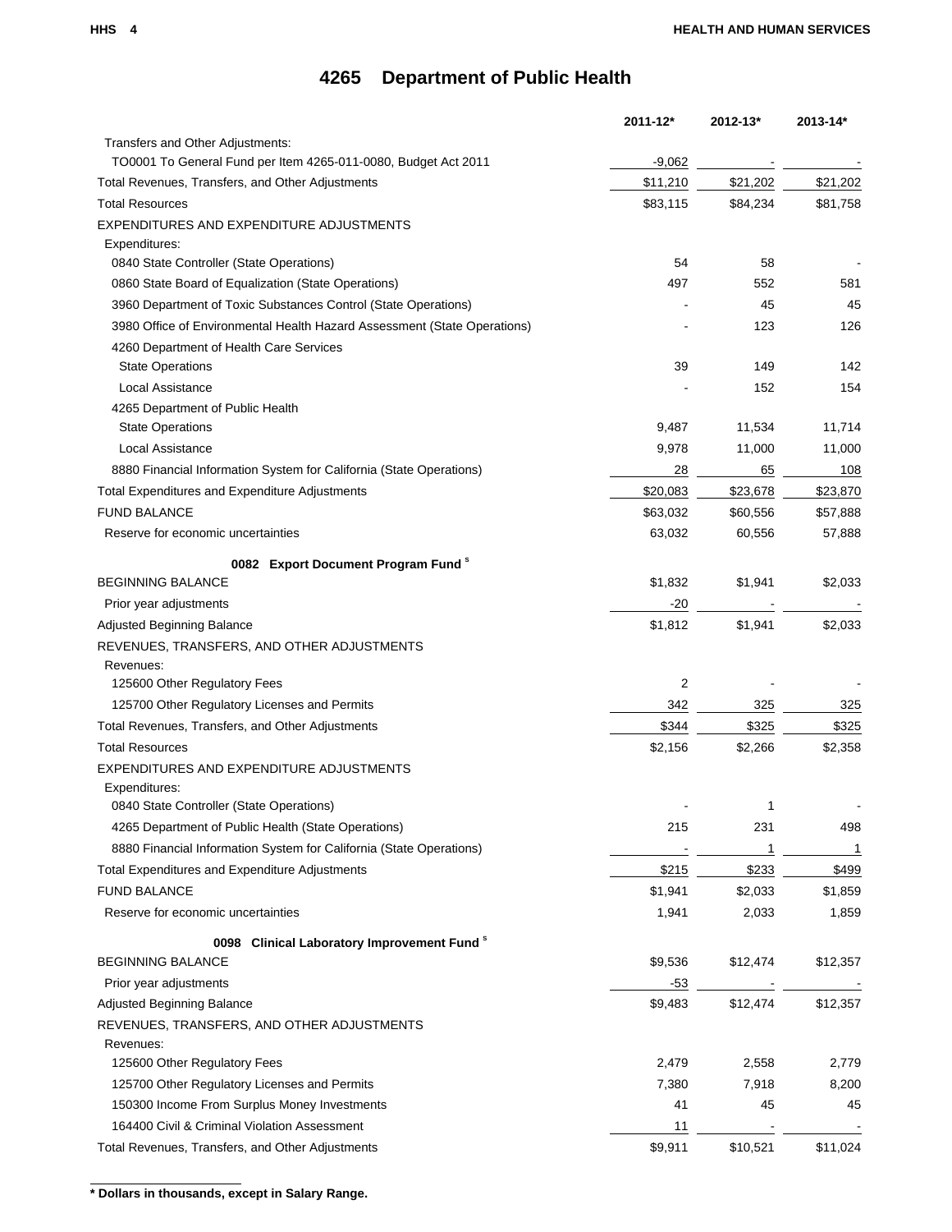# 4265 Department of Public Health

| | 2011-12* | 2012-13* | 2013-14* |
|---|---|---|---|
| Transfers and Other Adjustments: | | | |
| TO0001 To General Fund per Item 4265-011-0080, Budget Act 2011 | -9,062 | - | - |
| Total Revenues, Transfers, and Other Adjustments | $11,210 | $21,202 | $21,202 |
| Total Resources | $83,115 | $84,234 | $81,758 |
| EXPENDITURES AND EXPENDITURE ADJUSTMENTS | | | |
| Expenditures: | | | |
| 0840 State Controller (State Operations) | 54 | 58 | - |
| 0860 State Board of Equalization (State Operations) | 497 | 552 | 581 |
| 3960 Department of Toxic Substances Control (State Operations) | - | 45 | 45 |
| 3980 Office of Environmental Health Hazard Assessment (State Operations) | - | 123 | 126 |
| 4260 Department of Health Care Services | | | |
| State Operations | 39 | 149 | 142 |
| Local Assistance | - | 152 | 154 |
| 4265 Department of Public Health | | | |
| State Operations | 9,487 | 11,534 | 11,714 |
| Local Assistance | 9,978 | 11,000 | 11,000 |
| 8880 Financial Information System for California (State Operations) | 28 | 65 | 108 |
| Total Expenditures and Expenditure Adjustments | $20,083 | $23,678 | $23,870 |
| FUND BALANCE | $63,032 | $60,556 | $57,888 |
| Reserve for economic uncertainties | 63,032 | 60,556 | 57,888 |
| **0082 Export Document Program Fund [s]** | | | |
| BEGINNING BALANCE | $1,832 | $1,941 | $2,033 |
| Prior year adjustments | -20 | - | - |
| Adjusted Beginning Balance | $1,812 | $1,941 | $2,033 |
| REVENUES, TRANSFERS, AND OTHER ADJUSTMENTS | | | |
| Revenues: | | | |
| 125600 Other Regulatory Fees | 2 | - | - |
| 125700 Other Regulatory Licenses and Permits | 342 | 325 | 325 |
| Total Revenues, Transfers, and Other Adjustments | $344 | $325 | $325 |
| Total Resources | $2,156 | $2,266 | $2,358 |
| EXPENDITURES AND EXPENDITURE ADJUSTMENTS | | | |
| Expenditures: | | | |
| 0840 State Controller (State Operations) | - | 1 | - |
| 4265 Department of Public Health (State Operations) | 215 | 231 | 498 |
| 8880 Financial Information System for California (State Operations) | - | 1 | 1 |
| Total Expenditures and Expenditure Adjustments | $215 | $233 | $499 |
| FUND BALANCE | $1,941 | $2,033 | $1,859 |
| Reserve for economic uncertainties | 1,941 | 2,033 | 1,859 |
| **0098 Clinical Laboratory Improvement Fund [s]** | | | |
| BEGINNING BALANCE | $9,536 | $12,474 | $12,357 |
| Prior year adjustments | -53 | - | - |
| Adjusted Beginning Balance | $9,483 | $12,474 | $12,357 |
| REVENUES, TRANSFERS, AND OTHER ADJUSTMENTS | | | |
| Revenues: | | | |
| 125600 Other Regulatory Fees | 2,479 | 2,558 | 2,779 |
| 125700 Other Regulatory Licenses and Permits | 7,380 | 7,918 | 8,200 |
| 150300 Income From Surplus Money Investments | 41 | 45 | 45 |
| 164400 Civil & Criminal Violation Assessment | 11 | - | - |
| Total Revenues, Transfers, and Other Adjustments | $9,911 | $10,521 | $11,024 |

**\* Dollars in thousands, except in Salary Range.**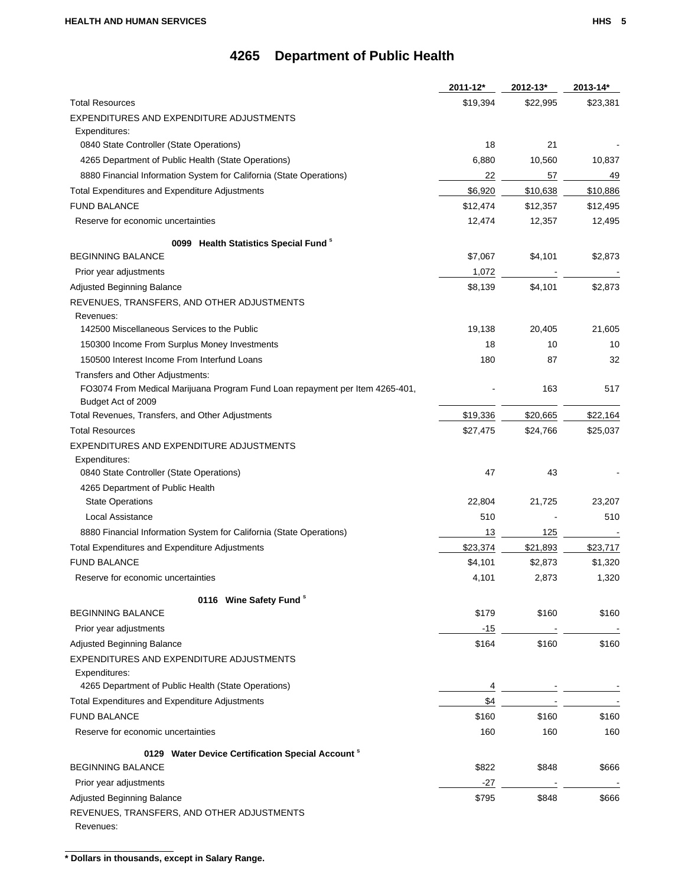# 4265 Department of Public Health

| | 2011-12* | 2012-13* | 2013-14* |
|---|---|---|---|
| Total Resources | $19,394 | $22,995 | $23,381 |
| EXPENDITURES AND EXPENDITURE ADJUSTMENTS | | | |
| Expenditures: | | | |
| 0840 State Controller (State Operations) | 18 | 21 | - |
| 4265 Department of Public Health (State Operations) | 6,880 | 10,560 | 10,837 |
| 8880 Financial Information System for California (State Operations) | 22 | 57 | 49 |
| Total Expenditures and Expenditure Adjustments | $6,920 | $10,638 | $10,886 |
| FUND BALANCE | $12,474 | $12,357 | $12,495 |
| Reserve for economic uncertainties | 12,474 | 12,357 | 12,495 |
| **0099 Health Statistics Special Fund** [s] | | | |
| BEGINNING BALANCE | $7,067 | $4,101 | $2,873 |
| Prior year adjustments | 1,072 | - | - |
| Adjusted Beginning Balance | $8,139 | $4,101 | $2,873 |
| REVENUES, TRANSFERS, AND OTHER ADJUSTMENTS | | | |
| Revenues: | | | |
| 142500 Miscellaneous Services to the Public | 19,138 | 20,405 | 21,605 |
| 150300 Income From Surplus Money Investments | 18 | 10 | 10 |
| 150500 Interest Income From Interfund Loans | 180 | 87 | 32 |
| Transfers and Other Adjustments: | | | |
| FO3074 From Medical Marijuana Program Fund Loan repayment per Item 4265-401, Budget Act of 2009 | - | 163 | 517 |
| Total Revenues, Transfers, and Other Adjustments | $19,336 | $20,665 | $22,164 |
| Total Resources | $27,475 | $24,766 | $25,037 |
| EXPENDITURES AND EXPENDITURE ADJUSTMENTS | | | |
| Expenditures: | | | |
| 0840 State Controller (State Operations) | 47 | 43 | - |
| 4265 Department of Public Health | | | |
| State Operations | 22,804 | 21,725 | 23,207 |
| Local Assistance | 510 | - | 510 |
| 8880 Financial Information System for California (State Operations) | 13 | 125 | - |
| Total Expenditures and Expenditure Adjustments | $23,374 | $21,893 | $23,717 |
| FUND BALANCE | $4,101 | $2,873 | $1,320 |
| Reserve for economic uncertainties | 4,101 | 2,873 | 1,320 |
| **0116 Wine Safety Fund** [s] | | | |
| BEGINNING BALANCE | $179 | $160 | $160 |
| Prior year adjustments | -15 | - | - |
| Adjusted Beginning Balance | $164 | $160 | $160 |
| EXPENDITURES AND EXPENDITURE ADJUSTMENTS | | | |
| Expenditures: | | | |
| 4265 Department of Public Health (State Operations) | 4 | - | - |
| Total Expenditures and Expenditure Adjustments | $4 | - | - |
| FUND BALANCE | $160 | $160 | $160 |
| Reserve for economic uncertainties | 160 | 160 | 160 |
| **0129 Water Device Certification Special Account** [s] | | | |
| BEGINNING BALANCE | $822 | $848 | $666 |
| Prior year adjustments | -27 | - | - |
| Adjusted Beginning Balance | $795 | $848 | $666 |
| REVENUES, TRANSFERS, AND OTHER ADJUSTMENTS | | | |
| Revenues: | | | |

**\* Dollars in thousands, except in Salary Range.**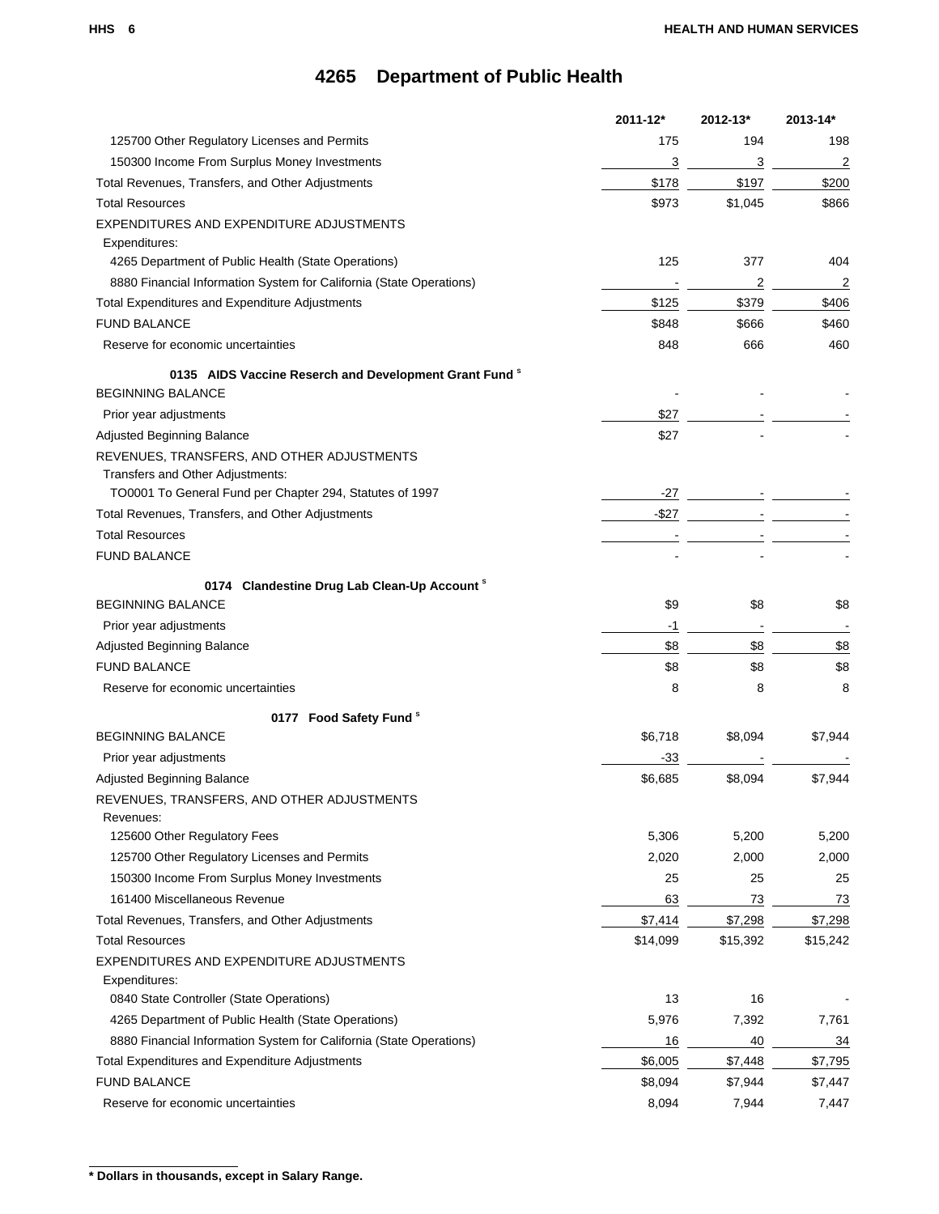# 4265 Department of Public Health

| | 2011-12* | 2012-13* | 2013-14* |
|---|---|---|---|
| 125700 Other Regulatory Licenses and Permits | 175 | 194 | 198 |
| 150300 Income From Surplus Money Investments | 3 | 3 | 2 |
| Total Revenues, Transfers, and Other Adjustments | $178 | $197 | $200 |
| Total Resources | $973 | $1,045 | $866 |
| EXPENDITURES AND EXPENDITURE ADJUSTMENTS | | | |
| Expenditures: | | | |
| 4265 Department of Public Health (State Operations) | 125 | 377 | 404 |
| 8880 Financial Information System for California (State Operations) | - | 2 | 2 |
| Total Expenditures and Expenditure Adjustments | $125 | $379 | $406 |
| FUND BALANCE | $848 | $666 | $460 |
| Reserve for economic uncertainties | 848 | 666 | 460 |
| **0135 AIDS Vaccine Reserch and Development Grant Fund** [s] | | | |
| BEGINNING BALANCE | - | - | - |
| Prior year adjustments | $27 | - | - |
| Adjusted Beginning Balance | $27 | - | - |
| REVENUES, TRANSFERS, AND OTHER ADJUSTMENTS | | | |
| Transfers and Other Adjustments: | | | |
| TO0001 To General Fund per Chapter 294, Statutes of 1997 | -27 | - | - |
| Total Revenues, Transfers, and Other Adjustments | -$27 | - | - |
| Total Resources | - | - | - |
| FUND BALANCE | - | - | - |
| **0174 Clandestine Drug Lab Clean-Up Account** [s] | | | |
| BEGINNING BALANCE | $9 | $8 | $8 |
| Prior year adjustments | -1 | - | - |
| Adjusted Beginning Balance | $8 | $8 | $8 |
| FUND BALANCE | $8 | $8 | $8 |
| Reserve for economic uncertainties | 8 | 8 | 8 |
| **0177 Food Safety Fund** [s] | | | |
| BEGINNING BALANCE | $6,718 | $8,094 | $7,944 |
| Prior year adjustments | -33 | - | - |
| Adjusted Beginning Balance | $6,685 | $8,094 | $7,944 |
| REVENUES, TRANSFERS, AND OTHER ADJUSTMENTS | | | |
| Revenues: | | | |
| 125600 Other Regulatory Fees | 5,306 | 5,200 | 5,200 |
| 125700 Other Regulatory Licenses and Permits | 2,020 | 2,000 | 2,000 |
| 150300 Income From Surplus Money Investments | 25 | 25 | 25 |
| 161400 Miscellaneous Revenue | 63 | 73 | 73 |
| Total Revenues, Transfers, and Other Adjustments | $7,414 | $7,298 | $7,298 |
| Total Resources | $14,099 | $15,392 | $15,242 |
| EXPENDITURES AND EXPENDITURE ADJUSTMENTS | | | |
| Expenditures: | | | |
| 0840 State Controller (State Operations) | 13 | 16 | - |
| 4265 Department of Public Health (State Operations) | 5,976 | 7,392 | 7,761 |
| 8880 Financial Information System for California (State Operations) | 16 | 40 | 34 |
| Total Expenditures and Expenditure Adjustments | $6,005 | $7,448 | $7,795 |
| FUND BALANCE | $8,094 | $7,944 | $7,447 |
| Reserve for economic uncertainties | 8,094 | 7,944 | 7,447 |

**\* Dollars in thousands, except in Salary Range.**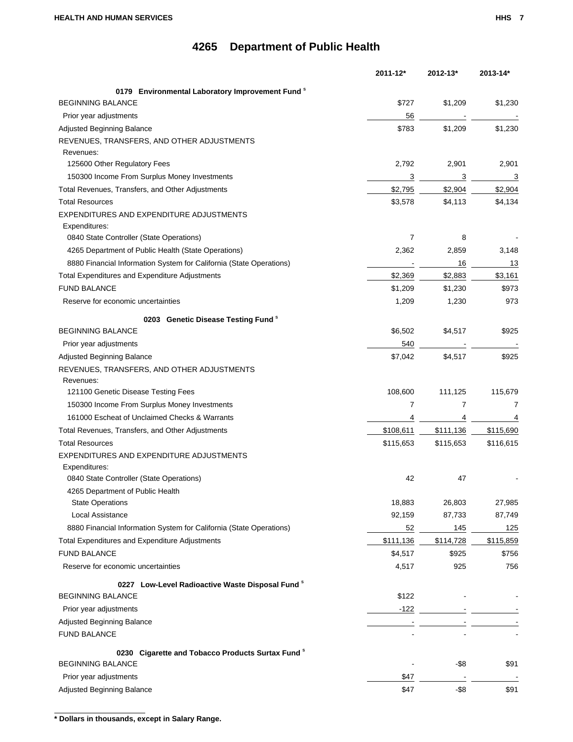# 4265 Department of Public Health

| | 2011-12* | 2012-13* | 2013-14* |
|---|---|---|---|
| **0179 Environmental Laboratory Improvement Fund** [s] | | | |
| BEGINNING BALANCE | $727 | $1,209 | $1,230 |
| Prior year adjustments | 56 | - | - |
| Adjusted Beginning Balance | $783 | $1,209 | $1,230 |
| REVENUES, TRANSFERS, AND OTHER ADJUSTMENTS | | | |
| Revenues: | | | |
| 125600 Other Regulatory Fees | 2,792 | 2,901 | 2,901 |
| 150300 Income From Surplus Money Investments | 3 | 3 | 3 |
| Total Revenues, Transfers, and Other Adjustments | $2,795 | $2,904 | $2,904 |
| Total Resources | $3,578 | $4,113 | $4,134 |
| EXPENDITURES AND EXPENDITURE ADJUSTMENTS | | | |
| Expenditures: | | | |
| 0840 State Controller (State Operations) | 7 | 8 | - |
| 4265 Department of Public Health (State Operations) | 2,362 | 2,859 | 3,148 |
| 8880 Financial Information System for California (State Operations) | - | 16 | 13 |
| Total Expenditures and Expenditure Adjustments | $2,369 | $2,883 | $3,161 |
| FUND BALANCE | $1,209 | $1,230 | $973 |
| Reserve for economic uncertainties | 1,209 | 1,230 | 973 |
| **0203 Genetic Disease Testing Fund** [s] | | | |
| BEGINNING BALANCE | $6,502 | $4,517 | $925 |
| Prior year adjustments | 540 | - | - |
| Adjusted Beginning Balance | $7,042 | $4,517 | $925 |
| REVENUES, TRANSFERS, AND OTHER ADJUSTMENTS | | | |
| Revenues: | | | |
| 121100 Genetic Disease Testing Fees | 108,600 | 111,125 | 115,679 |
| 150300 Income From Surplus Money Investments | 7 | 7 | 7 |
| 161000 Escheat of Unclaimed Checks & Warrants | 4 | 4 | 4 |
| Total Revenues, Transfers, and Other Adjustments | $108,611 | $111,136 | $115,690 |
| Total Resources | $115,653 | $115,653 | $116,615 |
| EXPENDITURES AND EXPENDITURE ADJUSTMENTS | | | |
| Expenditures: | | | |
| 0840 State Controller (State Operations) | 42 | 47 | - |
| 4265 Department of Public Health | | | |
| State Operations | 18,883 | 26,803 | 27,985 |
| Local Assistance | 92,159 | 87,733 | 87,749 |
| 8880 Financial Information System for California (State Operations) | 52 | 145 | 125 |
| Total Expenditures and Expenditure Adjustments | $111,136 | $114,728 | $115,859 |
| FUND BALANCE | $4,517 | $925 | $756 |
| Reserve for economic uncertainties | 4,517 | 925 | 756 |
| **0227 Low-Level Radioactive Waste Disposal Fund** [s] | | | |
| BEGINNING BALANCE | $122 | - | - |
| Prior year adjustments | -122 | - | - |
| Adjusted Beginning Balance | - | - | - |
| FUND BALANCE | - | - | - |
| **0230 Cigarette and Tobacco Products Surtax Fund** [s] | | | |
| BEGINNING BALANCE | - | -$8 | $91 |
| Prior year adjustments | $47 | - | - |
| Adjusted Beginning Balance | $47 | -$8 | $91 |

**\* Dollars in thousands, except in Salary Range.**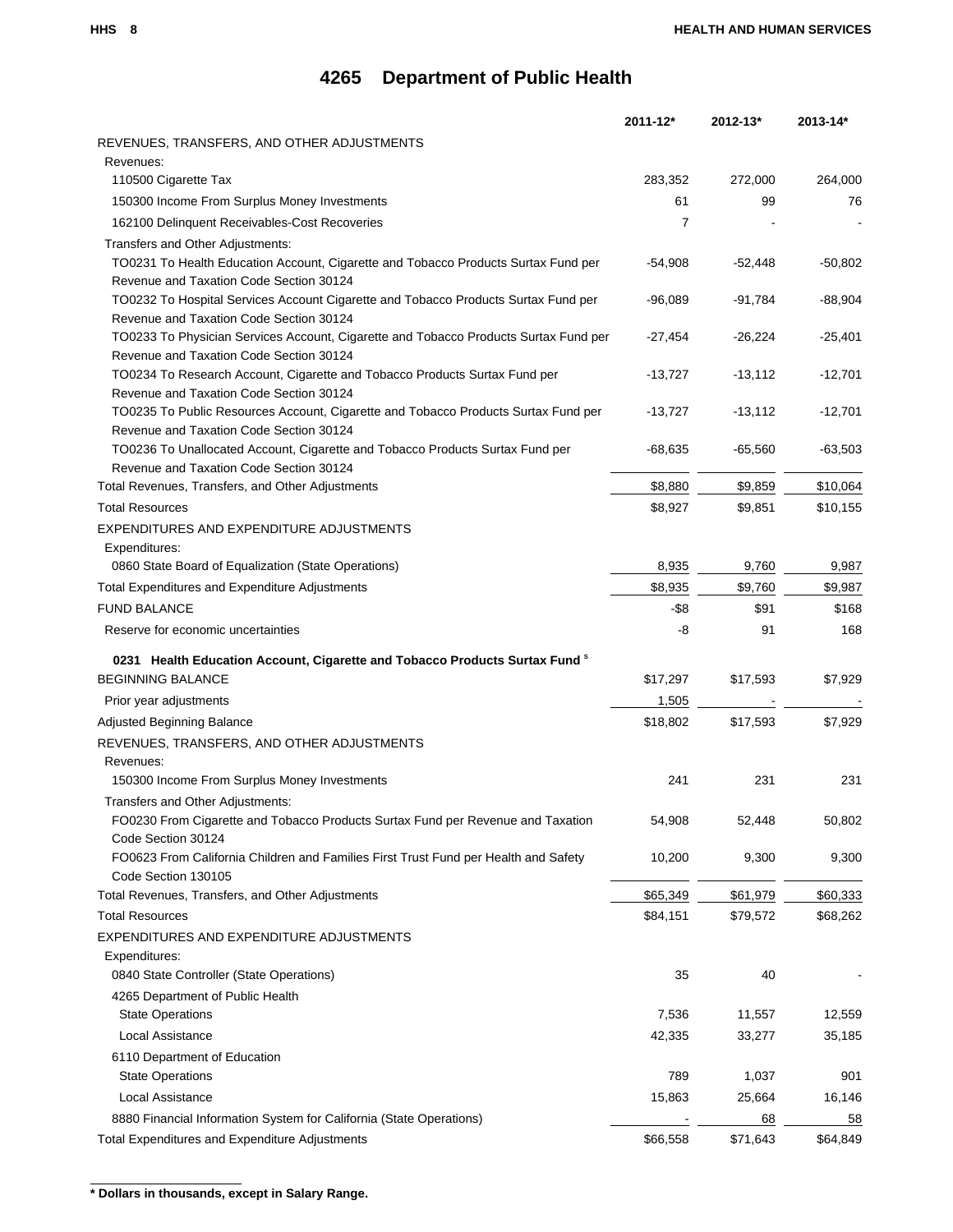# 4265 Department of Public Health

| | 2011-12* | 2012-13* | 2013-14* |
|---|---|---|---|
| REVENUES, TRANSFERS, AND OTHER ADJUSTMENTS | | | |
| Revenues: | | | |
| 110500 Cigarette Tax | 283,352 | 272,000 | 264,000 |
| 150300 Income From Surplus Money Investments | 61 | 99 | 76 |
| 162100 Delinquent Receivables-Cost Recoveries | 7 | - | - |
| Transfers and Other Adjustments: | | | |
| TO0231 To Health Education Account, Cigarette and Tobacco Products Surtax Fund per Revenue and Taxation Code Section 30124 | -54,908 | -52,448 | -50,802 |
| TO0232 To Hospital Services Account Cigarette and Tobacco Products Surtax Fund per Revenue and Taxation Code Section 30124 | -96,089 | -91,784 | -88,904 |
| TO0233 To Physician Services Account, Cigarette and Tobacco Products Surtax Fund per Revenue and Taxation Code Section 30124 | -27,454 | -26,224 | -25,401 |
| TO0234 To Research Account, Cigarette and Tobacco Products Surtax Fund per Revenue and Taxation Code Section 30124 | -13,727 | -13,112 | -12,701 |
| TO0235 To Public Resources Account, Cigarette and Tobacco Products Surtax Fund per Revenue and Taxation Code Section 30124 | -13,727 | -13,112 | -12,701 |
| TO0236 To Unallocated Account, Cigarette and Tobacco Products Surtax Fund per Revenue and Taxation Code Section 30124 | -68,635 | -65,560 | -63,503 |
| Total Revenues, Transfers, and Other Adjustments | $8,880 | $9,859 | $10,064 |
| Total Resources | $8,927 | $9,851 | $10,155 |
| EXPENDITURES AND EXPENDITURE ADJUSTMENTS | | | |
| Expenditures: | | | |
| 0860 State Board of Equalization (State Operations) | 8,935 | 9,760 | 9,987 |
| Total Expenditures and Expenditure Adjustments | $8,935 | $9,760 | $9,987 |
| FUND BALANCE | -$8 | $91 | $168 |
| Reserve for economic uncertainties | -8 | 91 | 168 |
| **0231 Health Education Account, Cigarette and Tobacco Products Surtax Fund** [s] | | | |
| BEGINNING BALANCE | $17,297 | $17,593 | $7,929 |
| Prior year adjustments | 1,505 | - | - |
| Adjusted Beginning Balance | $18,802 | $17,593 | $7,929 |
| REVENUES, TRANSFERS, AND OTHER ADJUSTMENTS | | | |
| Revenues: | | | |
| 150300 Income From Surplus Money Investments | 241 | 231 | 231 |
| Transfers and Other Adjustments: | | | |
| FO0230 From Cigarette and Tobacco Products Surtax Fund per Revenue and Taxation Code Section 30124 | 54,908 | 52,448 | 50,802 |
| FO0623 From California Children and Families First Trust Fund per Health and Safety Code Section 130105 | 10,200 | 9,300 | 9,300 |
| Total Revenues, Transfers, and Other Adjustments | $65,349 | $61,979 | $60,333 |
| Total Resources | $84,151 | $79,572 | $68,262 |
| EXPENDITURES AND EXPENDITURE ADJUSTMENTS | | | |
| Expenditures: | | | |
| 0840 State Controller (State Operations) | 35 | 40 | - |
| 4265 Department of Public Health | | | |
| State Operations | 7,536 | 11,557 | 12,559 |
| Local Assistance | 42,335 | 33,277 | 35,185 |
| 6110 Department of Education | | | |
| State Operations | 789 | 1,037 | 901 |
| Local Assistance | 15,863 | 25,664 | 16,146 |
| 8880 Financial Information System for California (State Operations) | - | 68 | 58 |
| Total Expenditures and Expenditure Adjustments | $66,558 | $71,643 | $64,849 |

**\* Dollars in thousands, except in Salary Range.**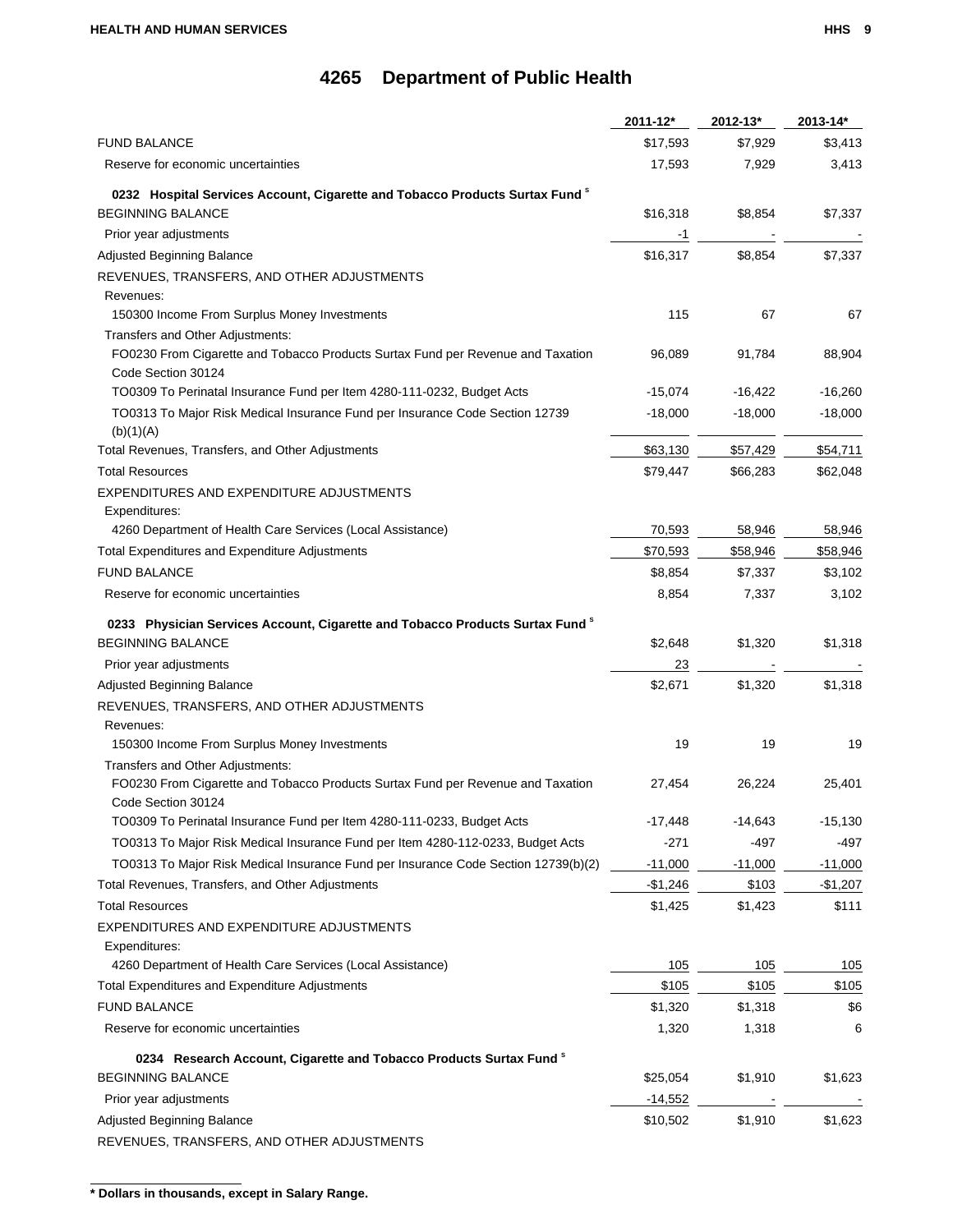# 4265 Department of Public Health

| | 2011-12* | 2012-13* | 2013-14* |
|---|---|---|---|
| FUND BALANCE | $17,593 | $7,929 | $3,413 |
| Reserve for economic uncertainties | 17,593 | 7,929 | 3,413 |
| **0232 Hospital Services Account, Cigarette and Tobacco Products Surtax Fund** [s] | | | |
| BEGINNING BALANCE | $16,318 | $8,854 | $7,337 |
| Prior year adjustments | -1 | - | - |
| Adjusted Beginning Balance | $16,317 | $8,854 | $7,337 |
| REVENUES, TRANSFERS, AND OTHER ADJUSTMENTS | | | |
| Revenues: | | | |
| 150300 Income From Surplus Money Investments | 115 | 67 | 67 |
| Transfers and Other Adjustments: | | | |
| FO0230 From Cigarette and Tobacco Products Surtax Fund per Revenue and Taxation Code Section 30124 | 96,089 | 91,784 | 88,904 |
| TO0309 To Perinatal Insurance Fund per Item 4280-111-0232, Budget Acts | -15,074 | -16,422 | -16,260 |
| TO0313 To Major Risk Medical Insurance Fund per Insurance Code Section 12739 (b)(1)(A) | -18,000 | -18,000 | -18,000 |
| Total Revenues, Transfers, and Other Adjustments | $63,130 | $57,429 | $54,711 |
| Total Resources | $79,447 | $66,283 | $62,048 |
| EXPENDITURES AND EXPENDITURE ADJUSTMENTS | | | |
| Expenditures: | | | |
| 4260 Department of Health Care Services (Local Assistance) | 70,593 | 58,946 | 58,946 |
| Total Expenditures and Expenditure Adjustments | $70,593 | $58,946 | $58,946 |
| FUND BALANCE | $8,854 | $7,337 | $3,102 |
| Reserve for economic uncertainties | 8,854 | 7,337 | 3,102 |
| **0233 Physician Services Account, Cigarette and Tobacco Products Surtax Fund** [s] | | | |
| BEGINNING BALANCE | $2,648 | $1,320 | $1,318 |
| Prior year adjustments | 23 | - | - |
| Adjusted Beginning Balance | $2,671 | $1,320 | $1,318 |
| REVENUES, TRANSFERS, AND OTHER ADJUSTMENTS | | | |
| Revenues: | | | |
| 150300 Income From Surplus Money Investments | 19 | 19 | 19 |
| Transfers and Other Adjustments: | | | |
| FO0230 From Cigarette and Tobacco Products Surtax Fund per Revenue and Taxation Code Section 30124 | 27,454 | 26,224 | 25,401 |
| TO0309 To Perinatal Insurance Fund per Item 4280-111-0233, Budget Acts | -17,448 | -14,643 | -15,130 |
| TO0313 To Major Risk Medical Insurance Fund per Item 4280-112-0233, Budget Acts | -271 | -497 | -497 |
| TO0313 To Major Risk Medical Insurance Fund per Insurance Code Section 12739(b)(2) | -11,000 | -11,000 | -11,000 |
| Total Revenues, Transfers, and Other Adjustments | -$1,246 | $103 | -$1,207 |
| Total Resources | $1,425 | $1,423 | $111 |
| EXPENDITURES AND EXPENDITURE ADJUSTMENTS | | | |
| Expenditures: | | | |
| 4260 Department of Health Care Services (Local Assistance) | 105 | 105 | 105 |
| Total Expenditures and Expenditure Adjustments | $105 | $105 | $105 |
| FUND BALANCE | $1,320 | $1,318 | $6 |
| Reserve for economic uncertainties | 1,320 | 1,318 | 6 |
| **0234 Research Account, Cigarette and Tobacco Products Surtax Fund** [s] | | | |
| BEGINNING BALANCE | $25,054 | $1,910 | $1,623 |
| Prior year adjustments | -14,552 | - | - |
| Adjusted Beginning Balance | $10,502 | $1,910 | $1,623 |
| REVENUES, TRANSFERS, AND OTHER ADJUSTMENTS | | | |

**\* Dollars in thousands, except in Salary Range.**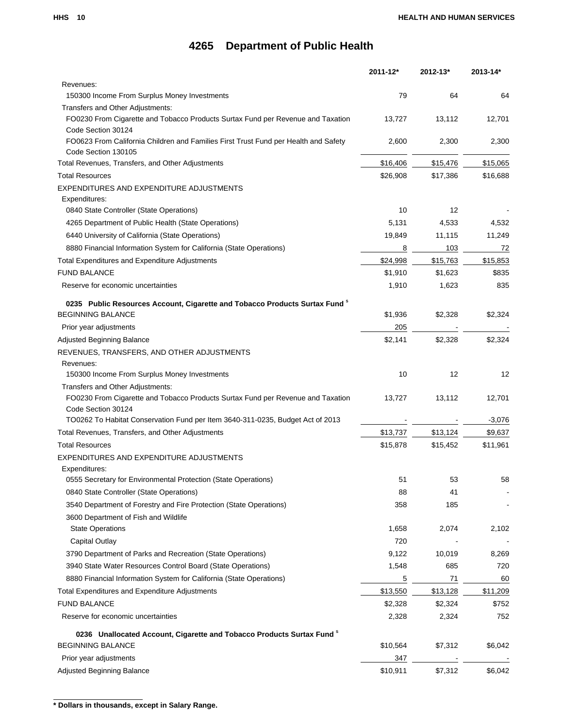# 4265 Department of Public Health

| | 2011-12* | 2012-13* | 2013-14* |
|---|---|---|---|
| Revenues: | | | |
| 150300 Income From Surplus Money Investments | 79 | 64 | 64 |
| Transfers and Other Adjustments: | | | |
| FO0230 From Cigarette and Tobacco Products Surtax Fund per Revenue and Taxation Code Section 30124 | 13,727 | 13,112 | 12,701 |
| FO0623 From California Children and Families First Trust Fund per Health and Safety Code Section 130105 | 2,600 | 2,300 | 2,300 |
| Total Revenues, Transfers, and Other Adjustments | $16,406 | $15,476 | $15,065 |
| Total Resources | $26,908 | $17,386 | $16,688 |
| EXPENDITURES AND EXPENDITURE ADJUSTMENTS | | | |
| Expenditures: | | | |
| 0840 State Controller (State Operations) | 10 | 12 | - |
| 4265 Department of Public Health (State Operations) | 5,131 | 4,533 | 4,532 |
| 6440 University of California (State Operations) | 19,849 | 11,115 | 11,249 |
| 8880 Financial Information System for California (State Operations) | 8 | 103 | 72 |
| Total Expenditures and Expenditure Adjustments | $24,998 | $15,763 | $15,853 |
| FUND BALANCE | $1,910 | $1,623 | $835 |
| Reserve for economic uncertainties | 1,910 | 1,623 | 835 |
| **0235 Public Resources Account, Cigarette and Tobacco Products Surtax Fund** [s] | | | |
| BEGINNING BALANCE | $1,936 | $2,328 | $2,324 |
| Prior year adjustments | 205 | - | - |
| Adjusted Beginning Balance | $2,141 | $2,328 | $2,324 |
| REVENUES, TRANSFERS, AND OTHER ADJUSTMENTS | | | |
| Revenues: | | | |
| 150300 Income From Surplus Money Investments | 10 | 12 | 12 |
| Transfers and Other Adjustments: | | | |
| FO0230 From Cigarette and Tobacco Products Surtax Fund per Revenue and Taxation Code Section 30124 | 13,727 | 13,112 | 12,701 |
| TO0262 To Habitat Conservation Fund per Item 3640-311-0235, Budget Act of 2013 | - | - | -3,076 |
| Total Revenues, Transfers, and Other Adjustments | $13,737 | $13,124 | $9,637 |
| Total Resources | $15,878 | $15,452 | $11,961 |
| EXPENDITURES AND EXPENDITURE ADJUSTMENTS | | | |
| Expenditures: | | | |
| 0555 Secretary for Environmental Protection (State Operations) | 51 | 53 | 58 |
| 0840 State Controller (State Operations) | 88 | 41 | - |
| 3540 Department of Forestry and Fire Protection (State Operations) | 358 | 185 | - |
| 3600 Department of Fish and Wildlife | | | |
| State Operations | 1,658 | 2,074 | 2,102 |
| Capital Outlay | 720 | - | - |
| 3790 Department of Parks and Recreation (State Operations) | 9,122 | 10,019 | 8,269 |
| 3940 State Water Resources Control Board (State Operations) | 1,548 | 685 | 720 |
| 8880 Financial Information System for California (State Operations) | 5 | 71 | 60 |
| Total Expenditures and Expenditure Adjustments | $13,550 | $13,128 | $11,209 |
| FUND BALANCE | $2,328 | $2,324 | $752 |
| Reserve for economic uncertainties | 2,328 | 2,324 | 752 |
| **0236 Unallocated Account, Cigarette and Tobacco Products Surtax Fund** [s] | | | |
| BEGINNING BALANCE | $10,564 | $7,312 | $6,042 |
| Prior year adjustments | 347 | - | - |
| Adjusted Beginning Balance | $10,911 | $7,312 | $6,042 |

**\* Dollars in thousands, except in Salary Range.**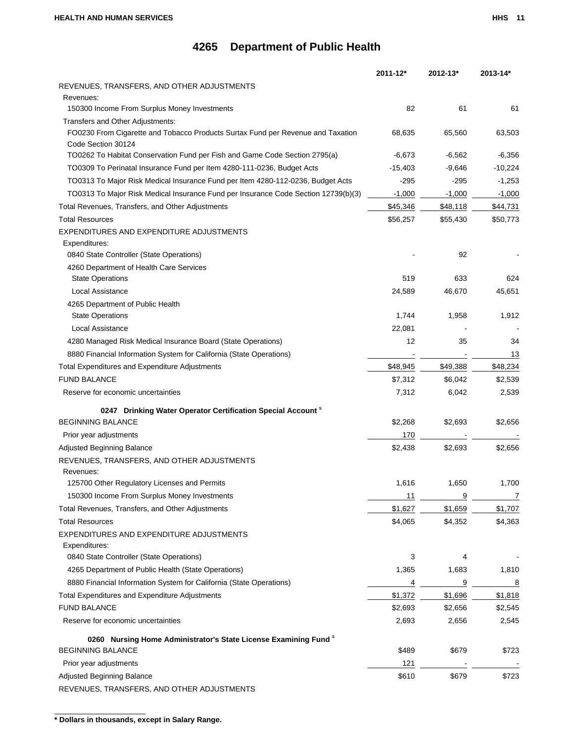# 4265 Department of Public Health

| | 2011-12* | 2012-13* | 2013-14* |
|---|---|---|---|
| REVENUES, TRANSFERS, AND OTHER ADJUSTMENTS | | | |
| Revenues: | | | |
| 150300 Income From Surplus Money Investments | 82 | 61 | 61 |
| Transfers and Other Adjustments: | | | |
| FO0230 From Cigarette and Tobacco Products Surtax Fund per Revenue and Taxation Code Section 30124 | 68,635 | 65,560 | 63,503 |
| TO0262 To Habitat Conservation Fund per Fish and Game Code Section 2795(a) | -6,673 | -6,562 | -6,356 |
| TO0309 To Perinatal Insurance Fund per Item 4280-111-0236, Budget Acts | -15,403 | -9,646 | -10,224 |
| TO0313 To Major Risk Medical Insurance Fund per Item 4280-112-0236, Budget Acts | -295 | -295 | -1,253 |
| TO0313 To Major Risk Medical Insurance Fund per Insurance Code Section 12739(b)(3) | -1,000 | -1,000 | -1,000 |
| Total Revenues, Transfers, and Other Adjustments | $45,346 | $48,118 | $44,731 |
| Total Resources | $56,257 | $55,430 | $50,773 |
| EXPENDITURES AND EXPENDITURE ADJUSTMENTS | | | |
| Expenditures: | | | |
| 0840 State Controller (State Operations) | - | 92 | - |
| 4260 Department of Health Care Services | | | |
| State Operations | 519 | 633 | 624 |
| Local Assistance | 24,589 | 46,670 | 45,651 |
| 4265 Department of Public Health | | | |
| State Operations | 1,744 | 1,958 | 1,912 |
| Local Assistance | 22,081 | - | - |
| 4280 Managed Risk Medical Insurance Board (State Operations) | 12 | 35 | 34 |
| 8880 Financial Information System for California (State Operations) | - | - | 13 |
| Total Expenditures and Expenditure Adjustments | $48,945 | $49,388 | $48,234 |
| FUND BALANCE | $7,312 | $6,042 | $2,539 |
| Reserve for economic uncertainties | 7,312 | 6,042 | 2,539 |
| **0247 Drinking Water Operator Certification Special Account** [s] | | | |
| BEGINNING BALANCE | $2,268 | $2,693 | $2,656 |
| Prior year adjustments | 170 | - | - |
| Adjusted Beginning Balance | $2,438 | $2,693 | $2,656 |
| REVENUES, TRANSFERS, AND OTHER ADJUSTMENTS | | | |
| Revenues: | | | |
| 125700 Other Regulatory Licenses and Permits | 1,616 | 1,650 | 1,700 |
| 150300 Income From Surplus Money Investments | 11 | 9 | 7 |
| Total Revenues, Transfers, and Other Adjustments | $1,627 | $1,659 | $1,707 |
| Total Resources | $4,065 | $4,352 | $4,363 |
| EXPENDITURES AND EXPENDITURE ADJUSTMENTS | | | |
| Expenditures: | | | |
| 0840 State Controller (State Operations) | 3 | 4 | - |
| 4265 Department of Public Health (State Operations) | 1,365 | 1,683 | 1,810 |
| 8880 Financial Information System for California (State Operations) | 4 | 9 | 8 |
| Total Expenditures and Expenditure Adjustments | $1,372 | $1,696 | $1,818 |
| FUND BALANCE | $2,693 | $2,656 | $2,545 |
| Reserve for economic uncertainties | 2,693 | 2,656 | 2,545 |
| **0260 Nursing Home Administrator's State License Examining Fund** [s] | | | |
| BEGINNING BALANCE | $489 | $679 | $723 |
| Prior year adjustments | 121 | - | - |
| Adjusted Beginning Balance | $610 | $679 | $723 |
| REVENUES, TRANSFERS, AND OTHER ADJUSTMENTS | | | |

**\* Dollars in thousands, except in Salary Range.**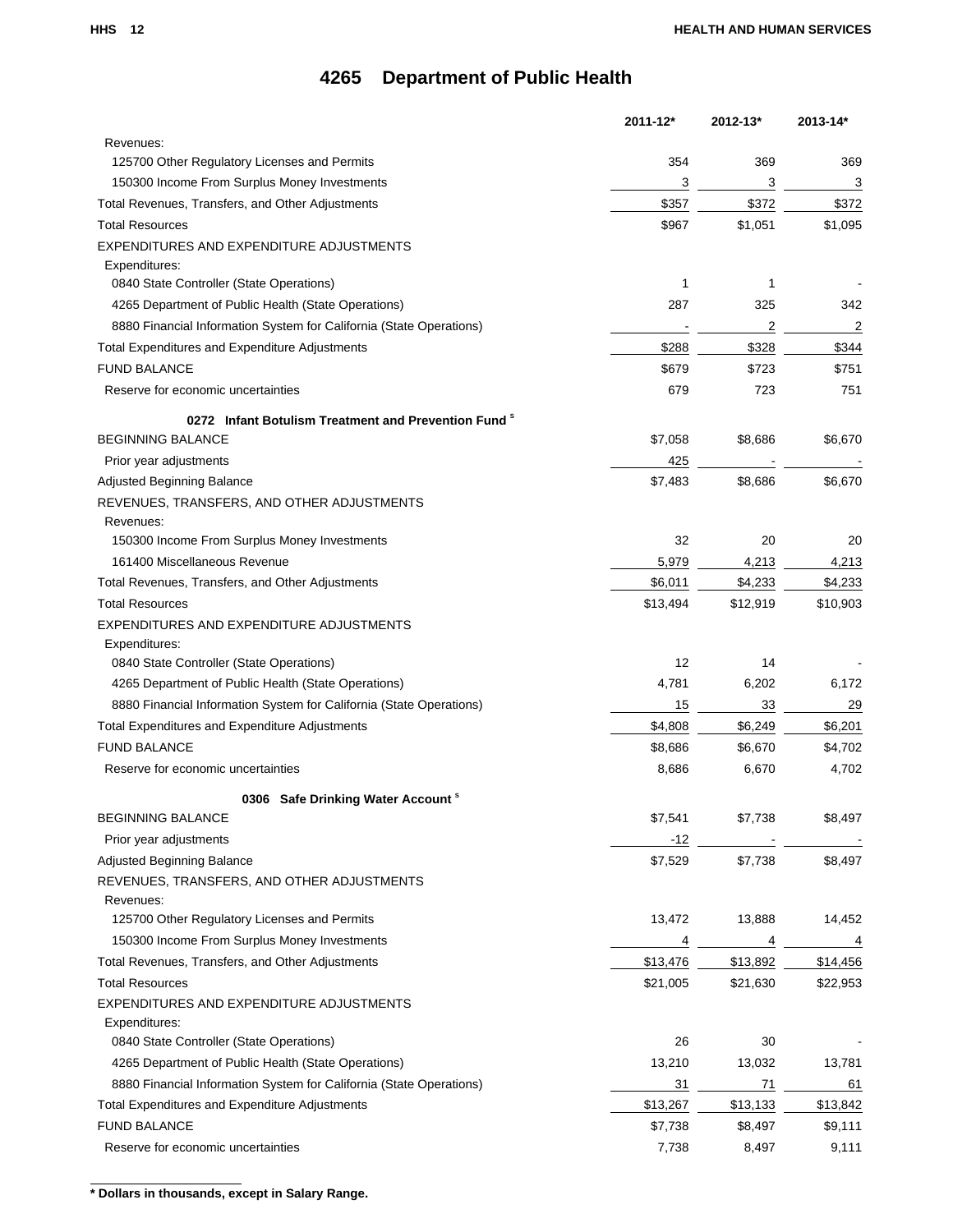# 4265 Department of Public Health

| | 2011-12* | 2012-13* | 2013-14* |
|---|---|---|---|
| Revenues: | | | |
| 125700 Other Regulatory Licenses and Permits | 354 | 369 | 369 |
| 150300 Income From Surplus Money Investments | 3 | 3 | 3 |
| Total Revenues, Transfers, and Other Adjustments | $357 | $372 | $372 |
| Total Resources | $967 | $1,051 | $1,095 |
| EXPENDITURES AND EXPENDITURE ADJUSTMENTS | | | |
| Expenditures: | | | |
| 0840 State Controller (State Operations) | 1 | 1 | - |
| 4265 Department of Public Health (State Operations) | 287 | 325 | 342 |
| 8880 Financial Information System for California (State Operations) | - | 2 | 2 |
| Total Expenditures and Expenditure Adjustments | $288 | $328 | $344 |
| FUND BALANCE | $679 | $723 | $751 |
| Reserve for economic uncertainties | 679 | 723 | 751 |
| **0272 Infant Botulism Treatment and Prevention Fund** [s] | | | |
| BEGINNING BALANCE | $7,058 | $8,686 | $6,670 |
| Prior year adjustments | 425 | - | - |
| Adjusted Beginning Balance | $7,483 | $8,686 | $6,670 |
| REVENUES, TRANSFERS, AND OTHER ADJUSTMENTS | | | |
| Revenues: | | | |
| 150300 Income From Surplus Money Investments | 32 | 20 | 20 |
| 161400 Miscellaneous Revenue | 5,979 | 4,213 | 4,213 |
| Total Revenues, Transfers, and Other Adjustments | $6,011 | $4,233 | $4,233 |
| Total Resources | $13,494 | $12,919 | $10,903 |
| EXPENDITURES AND EXPENDITURE ADJUSTMENTS | | | |
| Expenditures: | | | |
| 0840 State Controller (State Operations) | 12 | 14 | - |
| 4265 Department of Public Health (State Operations) | 4,781 | 6,202 | 6,172 |
| 8880 Financial Information System for California (State Operations) | 15 | 33 | 29 |
| Total Expenditures and Expenditure Adjustments | $4,808 | $6,249 | $6,201 |
| FUND BALANCE | $8,686 | $6,670 | $4,702 |
| Reserve for economic uncertainties | 8,686 | 6,670 | 4,702 |
| **0306 Safe Drinking Water Account** [s] | | | |
| BEGINNING BALANCE | $7,541 | $7,738 | $8,497 |
| Prior year adjustments | -12 | - | - |
| Adjusted Beginning Balance | $7,529 | $7,738 | $8,497 |
| REVENUES, TRANSFERS, AND OTHER ADJUSTMENTS | | | |
| Revenues: | | | |
| 125700 Other Regulatory Licenses and Permits | 13,472 | 13,888 | 14,452 |
| 150300 Income From Surplus Money Investments | 4 | 4 | 4 |
| Total Revenues, Transfers, and Other Adjustments | $13,476 | $13,892 | $14,456 |
| Total Resources | $21,005 | $21,630 | $22,953 |
| EXPENDITURES AND EXPENDITURE ADJUSTMENTS | | | |
| Expenditures: | | | |
| 0840 State Controller (State Operations) | 26 | 30 | - |
| 4265 Department of Public Health (State Operations) | 13,210 | 13,032 | 13,781 |
| 8880 Financial Information System for California (State Operations) | 31 | 71 | 61 |
| Total Expenditures and Expenditure Adjustments | $13,267 | $13,133 | $13,842 |
| FUND BALANCE | $7,738 | $8,497 | $9,111 |
| Reserve for economic uncertainties | 7,738 | 8,497 | 9,111 |

**\* Dollars in thousands, except in Salary Range.**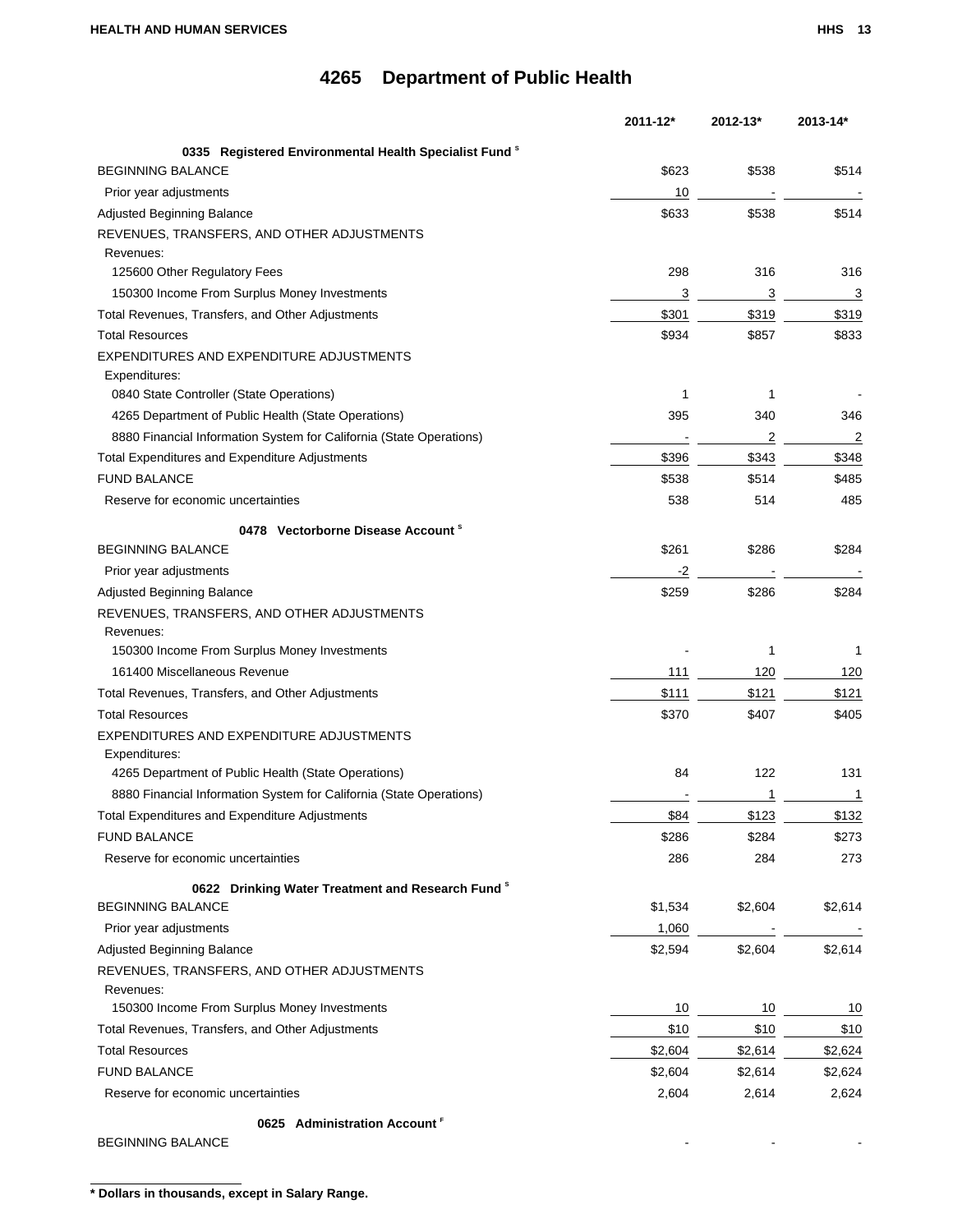# 4265 Department of Public Health

| | 2011-12* | 2012-13* | 2013-14* |
|---|---|---|---|
| **0335 Registered Environmental Health Specialist Fund [S]** | | | |
| BEGINNING BALANCE | $623 | $538 | $514 |
| Prior year adjustments | 10 | - | - |
| Adjusted Beginning Balance | $633 | $538 | $514 |
| REVENUES, TRANSFERS, AND OTHER ADJUSTMENTS | | | |
| Revenues: | | | |
| 125600 Other Regulatory Fees | 298 | 316 | 316 |
| 150300 Income From Surplus Money Investments | 3 | 3 | 3 |
| Total Revenues, Transfers, and Other Adjustments | $301 | $319 | $319 |
| Total Resources | $934 | $857 | $833 |
| EXPENDITURES AND EXPENDITURE ADJUSTMENTS | | | |
| Expenditures: | | | |
| 0840 State Controller (State Operations) | 1 | 1 | - |
| 4265 Department of Public Health (State Operations) | 395 | 340 | 346 |
| 8880 Financial Information System for California (State Operations) | - | 2 | 2 |
| Total Expenditures and Expenditure Adjustments | $396 | $343 | $348 |
| FUND BALANCE | $538 | $514 | $485 |
| Reserve for economic uncertainties | 538 | 514 | 485 |
| **0478 Vectorborne Disease Account [S]** | | | |
| BEGINNING BALANCE | $261 | $286 | $284 |
| Prior year adjustments | -2 | - | - |
| Adjusted Beginning Balance | $259 | $286 | $284 |
| REVENUES, TRANSFERS, AND OTHER ADJUSTMENTS | | | |
| Revenues: | | | |
| 150300 Income From Surplus Money Investments | - | 1 | 1 |
| 161400 Miscellaneous Revenue | 111 | 120 | 120 |
| Total Revenues, Transfers, and Other Adjustments | $111 | $121 | $121 |
| Total Resources | $370 | $407 | $405 |
| EXPENDITURES AND EXPENDITURE ADJUSTMENTS | | | |
| Expenditures: | | | |
| 4265 Department of Public Health (State Operations) | 84 | 122 | 131 |
| 8880 Financial Information System for California (State Operations) | - | 1 | 1 |
| Total Expenditures and Expenditure Adjustments | $84 | $123 | $132 |
| FUND BALANCE | $286 | $284 | $273 |
| Reserve for economic uncertainties | 286 | 284 | 273 |
| **0622 Drinking Water Treatment and Research Fund [S]** | | | |
| BEGINNING BALANCE | $1,534 | $2,604 | $2,614 |
| Prior year adjustments | 1,060 | - | - |
| Adjusted Beginning Balance | $2,594 | $2,604 | $2,614 |
| REVENUES, TRANSFERS, AND OTHER ADJUSTMENTS | | | |
| Revenues: | | | |
| 150300 Income From Surplus Money Investments | 10 | 10 | 10 |
| Total Revenues, Transfers, and Other Adjustments | $10 | $10 | $10 |
| Total Resources | $2,604 | $2,614 | $2,624 |
| FUND BALANCE | $2,604 | $2,614 | $2,624 |
| Reserve for economic uncertainties | 2,604 | 2,614 | 2,624 |
| **0625 Administration Account [F]** | | | |
| BEGINNING BALANCE | - | - | - |

**\* Dollars in thousands, except in Salary Range.**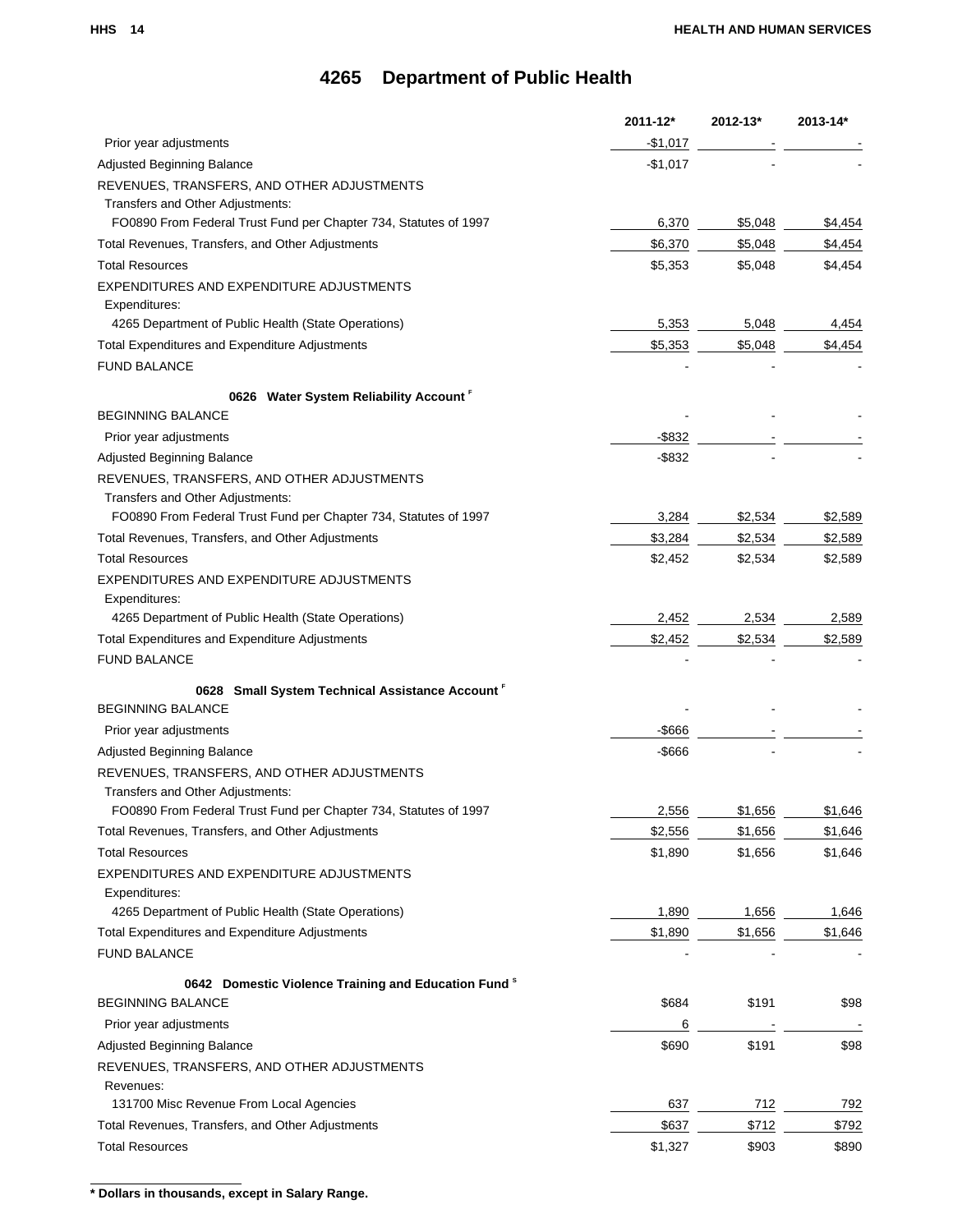# 4265 Department of Public Health

| | 2011-12* | 2012-13* | 2013-14* |
|---|---|---|---|
| Prior year adjustments | -$1,017 | - | - |
| Adjusted Beginning Balance | -$1,017 | - | - |
| REVENUES, TRANSFERS, AND OTHER ADJUSTMENTS | | | |
| Transfers and Other Adjustments: | | | |
| FO0890 From Federal Trust Fund per Chapter 734, Statutes of 1997 | 6,370 | $5,048 | $4,454 |
| Total Revenues, Transfers, and Other Adjustments | $6,370 | $5,048 | $4,454 |
| Total Resources | $5,353 | $5,048 | $4,454 |
| EXPENDITURES AND EXPENDITURE ADJUSTMENTS | | | |
| Expenditures: | | | |
| 4265 Department of Public Health (State Operations) | 5,353 | 5,048 | 4,454 |
| Total Expenditures and Expenditure Adjustments | $5,353 | $5,048 | $4,454 |
| FUND BALANCE | - | - | - |
| **0626 Water System Reliability Account** [F] | | | |
| BEGINNING BALANCE | - | - | - |
| Prior year adjustments | -$832 | - | - |
| Adjusted Beginning Balance | -$832 | - | - |
| REVENUES, TRANSFERS, AND OTHER ADJUSTMENTS | | | |
| Transfers and Other Adjustments: | | | |
| FO0890 From Federal Trust Fund per Chapter 734, Statutes of 1997 | 3,284 | $2,534 | $2,589 |
| Total Revenues, Transfers, and Other Adjustments | $3,284 | $2,534 | $2,589 |
| Total Resources | $2,452 | $2,534 | $2,589 |
| EXPENDITURES AND EXPENDITURE ADJUSTMENTS | | | |
| Expenditures: | | | |
| 4265 Department of Public Health (State Operations) | 2,452 | 2,534 | 2,589 |
| Total Expenditures and Expenditure Adjustments | $2,452 | $2,534 | $2,589 |
| FUND BALANCE | - | - | - |
| **0628 Small System Technical Assistance Account** [F] | | | |
| BEGINNING BALANCE | - | - | - |
| Prior year adjustments | -$666 | - | - |
| Adjusted Beginning Balance | -$666 | - | - |
| REVENUES, TRANSFERS, AND OTHER ADJUSTMENTS | | | |
| Transfers and Other Adjustments: | | | |
| FO0890 From Federal Trust Fund per Chapter 734, Statutes of 1997 | 2,556 | $1,656 | $1,646 |
| Total Revenues, Transfers, and Other Adjustments | $2,556 | $1,656 | $1,646 |
| Total Resources | $1,890 | $1,656 | $1,646 |
| EXPENDITURES AND EXPENDITURE ADJUSTMENTS | | | |
| Expenditures: | | | |
| 4265 Department of Public Health (State Operations) | 1,890 | 1,656 | 1,646 |
| Total Expenditures and Expenditure Adjustments | $1,890 | $1,656 | $1,646 |
| FUND BALANCE | - | - | - |
| **0642 Domestic Violence Training and Education Fund** [S] | | | |
| BEGINNING BALANCE | $684 | $191 | $98 |
| Prior year adjustments | 6 | - | - |
| Adjusted Beginning Balance | $690 | $191 | $98 |
| REVENUES, TRANSFERS, AND OTHER ADJUSTMENTS | | | |
| Revenues: | | | |
| 131700 Misc Revenue From Local Agencies | 637 | 712 | 792 |
| Total Revenues, Transfers, and Other Adjustments | $637 | $712 | $792 |
| Total Resources | $1,327 | $903 | $890 |

**\* Dollars in thousands, except in Salary Range.**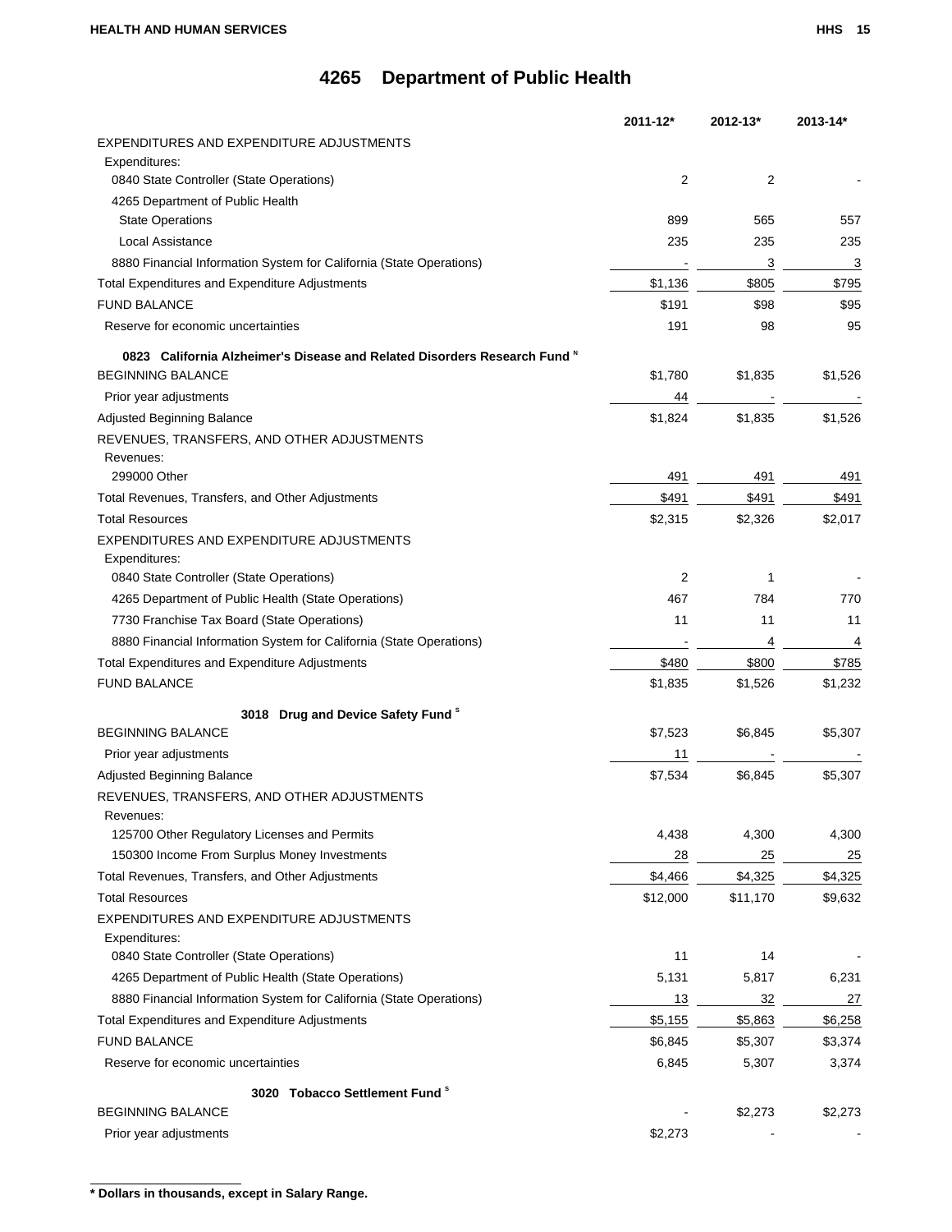# 4265 Department of Public Health

| | 2011-12* | 2012-13* | 2013-14* |
|---|---|---|---|
| EXPENDITURES AND EXPENDITURE ADJUSTMENTS | | | |
| Expenditures: | | | |
| 0840 State Controller (State Operations) | 2 | 2 | - |
| 4265 Department of Public Health | | | |
| State Operations | 899 | 565 | 557 |
| Local Assistance | 235 | 235 | 235 |
| 8880 Financial Information System for California (State Operations) | - | 3 | 3 |
| Total Expenditures and Expenditure Adjustments | $1,136 | $805 | $795 |
| FUND BALANCE | $191 | $98 | $95 |
| Reserve for economic uncertainties | 191 | 98 | 95 |
| **0823 California Alzheimer's Disease and Related Disorders Research Fund** [N] | | | |
| BEGINNING BALANCE | $1,780 | $1,835 | $1,526 |
| Prior year adjustments | 44 | - | - |
| Adjusted Beginning Balance | $1,824 | $1,835 | $1,526 |
| REVENUES, TRANSFERS, AND OTHER ADJUSTMENTS | | | |
| Revenues: | | | |
| 299000 Other | 491 | 491 | 491 |
| Total Revenues, Transfers, and Other Adjustments | $491 | $491 | $491 |
| Total Resources | $2,315 | $2,326 | $2,017 |
| EXPENDITURES AND EXPENDITURE ADJUSTMENTS | | | |
| Expenditures: | | | |
| 0840 State Controller (State Operations) | 2 | 1 | - |
| 4265 Department of Public Health (State Operations) | 467 | 784 | 770 |
| 7730 Franchise Tax Board (State Operations) | 11 | 11 | 11 |
| 8880 Financial Information System for California (State Operations) | - | 4 | 4 |
| Total Expenditures and Expenditure Adjustments | $480 | $800 | $785 |
| FUND BALANCE | $1,835 | $1,526 | $1,232 |
| **3018 Drug and Device Safety Fund** [S] | | | |
| BEGINNING BALANCE | $7,523 | $6,845 | $5,307 |
| Prior year adjustments | 11 | - | - |
| Adjusted Beginning Balance | $7,534 | $6,845 | $5,307 |
| REVENUES, TRANSFERS, AND OTHER ADJUSTMENTS | | | |
| Revenues: | | | |
| 125700 Other Regulatory Licenses and Permits | 4,438 | 4,300 | 4,300 |
| 150300 Income From Surplus Money Investments | 28 | 25 | 25 |
| Total Revenues, Transfers, and Other Adjustments | $4,466 | $4,325 | $4,325 |
| Total Resources | $12,000 | $11,170 | $9,632 |
| EXPENDITURES AND EXPENDITURE ADJUSTMENTS | | | |
| Expenditures: | | | |
| 0840 State Controller (State Operations) | 11 | 14 | - |
| 4265 Department of Public Health (State Operations) | 5,131 | 5,817 | 6,231 |
| 8880 Financial Information System for California (State Operations) | 13 | 32 | 27 |
| Total Expenditures and Expenditure Adjustments | $5,155 | $5,863 | $6,258 |
| FUND BALANCE | $6,845 | $5,307 | $3,374 |
| Reserve for economic uncertainties | 6,845 | 5,307 | 3,374 |
| **3020 Tobacco Settlement Fund** [S] | | | |
| BEGINNING BALANCE | - | $2,273 | $2,273 |
| Prior year adjustments | $2,273 | - | - |

**\* Dollars in thousands, except in Salary Range.**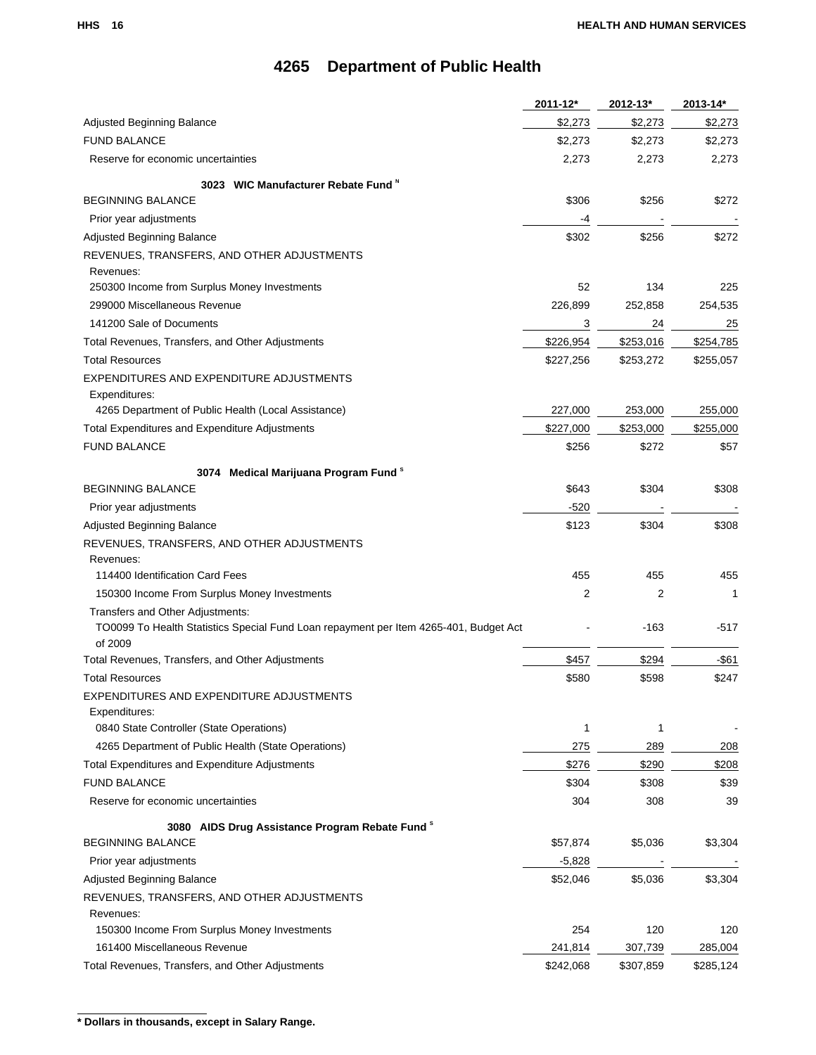# 4265 Department of Public Health

| | 2011-12* | 2012-13* | 2013-14* |
|---|---|---|---|
| Adjusted Beginning Balance | $2,273 | $2,273 | $2,273 |
| FUND BALANCE | $2,273 | $2,273 | $2,273 |
| Reserve for economic uncertainties | 2,273 | 2,273 | 2,273 |
| **3023 WIC Manufacturer Rebate Fund** [N] | | | |
| BEGINNING BALANCE | $306 | $256 | $272 |
| Prior year adjustments | -4 | - | - |
| Adjusted Beginning Balance | $302 | $256 | $272 |
| REVENUES, TRANSFERS, AND OTHER ADJUSTMENTS | | | |
| Revenues: | | | |
| 250300 Income from Surplus Money Investments | 52 | 134 | 225 |
| 299000 Miscellaneous Revenue | 226,899 | 252,858 | 254,535 |
| 141200 Sale of Documents | 3 | 24 | 25 |
| Total Revenues, Transfers, and Other Adjustments | $226,954 | $253,016 | $254,785 |
| Total Resources | $227,256 | $253,272 | $255,057 |
| EXPENDITURES AND EXPENDITURE ADJUSTMENTS | | | |
| Expenditures: | | | |
| 4265 Department of Public Health (Local Assistance) | 227,000 | 253,000 | 255,000 |
| Total Expenditures and Expenditure Adjustments | $227,000 | $253,000 | $255,000 |
| FUND BALANCE | $256 | $272 | $57 |
| **3074 Medical Marijuana Program Fund** [S] | | | |
| BEGINNING BALANCE | $643 | $304 | $308 |
| Prior year adjustments | -520 | - | - |
| Adjusted Beginning Balance | $123 | $304 | $308 |
| REVENUES, TRANSFERS, AND OTHER ADJUSTMENTS | | | |
| Revenues: | | | |
| 114400 Identification Card Fees | 455 | 455 | 455 |
| 150300 Income From Surplus Money Investments | 2 | 2 | 1 |
| Transfers and Other Adjustments: | | | |
| TO0099 To Health Statistics Special Fund Loan repayment per Item 4265-401, Budget Act of 2009 | - | -163 | -517 |
| Total Revenues, Transfers, and Other Adjustments | $457 | $294 | -$61 |
| Total Resources | $580 | $598 | $247 |
| EXPENDITURES AND EXPENDITURE ADJUSTMENTS | | | |
| Expenditures: | | | |
| 0840 State Controller (State Operations) | 1 | 1 | - |
| 4265 Department of Public Health (State Operations) | 275 | 289 | 208 |
| Total Expenditures and Expenditure Adjustments | $276 | $290 | $208 |
| FUND BALANCE | $304 | $308 | $39 |
| Reserve for economic uncertainties | 304 | 308 | 39 |
| **3080 AIDS Drug Assistance Program Rebate Fund** [S] | | | |
| BEGINNING BALANCE | $57,874 | $5,036 | $3,304 |
| Prior year adjustments | -5,828 | - | - |
| Adjusted Beginning Balance | $52,046 | $5,036 | $3,304 |
| REVENUES, TRANSFERS, AND OTHER ADJUSTMENTS | | | |
| Revenues: | | | |
| 150300 Income From Surplus Money Investments | 254 | 120 | 120 |
| 161400 Miscellaneous Revenue | 241,814 | 307,739 | 285,004 |
| Total Revenues, Transfers, and Other Adjustments | $242,068 | $307,859 | $285,124 |

**\* Dollars in thousands, except in Salary Range.**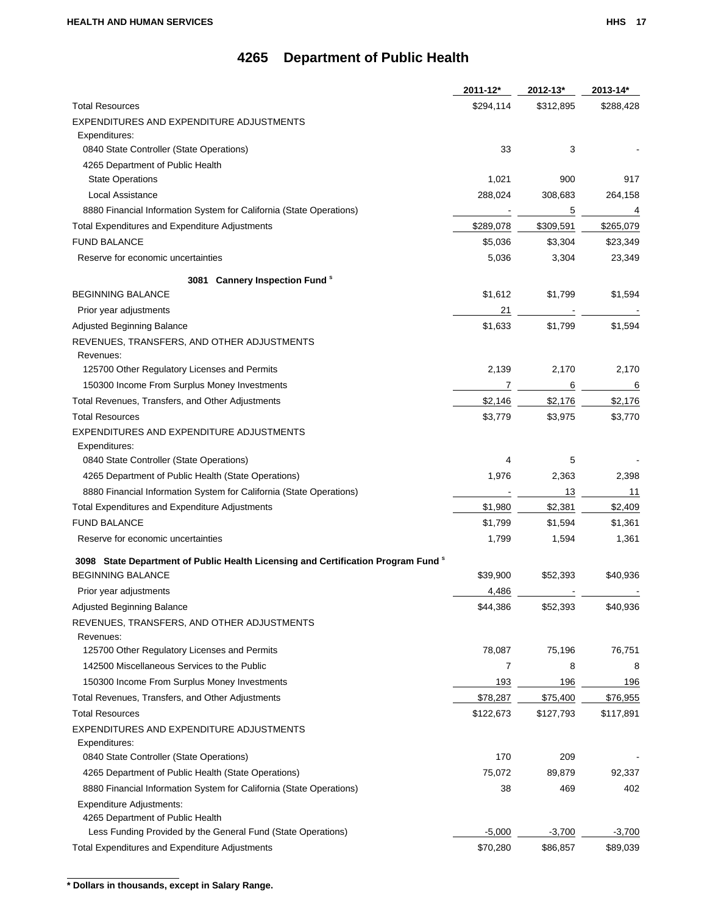# 4265 Department of Public Health

| | 2011-12* | 2012-13* | 2013-14* |
|---|---|---|---|
| Total Resources | $294,114 | $312,895 | $288,428 |
| EXPENDITURES AND EXPENDITURE ADJUSTMENTS | | | |
| Expenditures: | | | |
| 0840 State Controller (State Operations) | 33 | 3 | - |
| 4265 Department of Public Health | | | |
| State Operations | 1,021 | 900 | 917 |
| Local Assistance | 288,024 | 308,683 | 264,158 |
| 8880 Financial Information System for California (State Operations) | - | 5 | 4 |
| Total Expenditures and Expenditure Adjustments | $289,078 | $309,591 | $265,079 |
| FUND BALANCE | $5,036 | $3,304 | $23,349 |
| Reserve for economic uncertainties | 5,036 | 3,304 | 23,349 |
| **3081 Cannery Inspection Fund** [s] | | | |
| BEGINNING BALANCE | $1,612 | $1,799 | $1,594 |
| Prior year adjustments | 21 | - | - |
| Adjusted Beginning Balance | $1,633 | $1,799 | $1,594 |
| REVENUES, TRANSFERS, AND OTHER ADJUSTMENTS | | | |
| Revenues: | | | |
| 125700 Other Regulatory Licenses and Permits | 2,139 | 2,170 | 2,170 |
| 150300 Income From Surplus Money Investments | 7 | 6 | 6 |
| Total Revenues, Transfers, and Other Adjustments | $2,146 | $2,176 | $2,176 |
| Total Resources | $3,779 | $3,975 | $3,770 |
| EXPENDITURES AND EXPENDITURE ADJUSTMENTS | | | |
| Expenditures: | | | |
| 0840 State Controller (State Operations) | 4 | 5 | - |
| 4265 Department of Public Health (State Operations) | 1,976 | 2,363 | 2,398 |
| 8880 Financial Information System for California (State Operations) | - | 13 | 11 |
| Total Expenditures and Expenditure Adjustments | $1,980 | $2,381 | $2,409 |
| FUND BALANCE | $1,799 | $1,594 | $1,361 |
| Reserve for economic uncertainties | 1,799 | 1,594 | 1,361 |
| **3098 State Department of Public Health Licensing and Certification Program Fund** [s] | | | |
| BEGINNING BALANCE | $39,900 | $52,393 | $40,936 |
| Prior year adjustments | 4,486 | - | - |
| Adjusted Beginning Balance | $44,386 | $52,393 | $40,936 |
| REVENUES, TRANSFERS, AND OTHER ADJUSTMENTS | | | |
| Revenues: | | | |
| 125700 Other Regulatory Licenses and Permits | 78,087 | 75,196 | 76,751 |
| 142500 Miscellaneous Services to the Public | 7 | 8 | 8 |
| 150300 Income From Surplus Money Investments | 193 | 196 | 196 |
| Total Revenues, Transfers, and Other Adjustments | $78,287 | $75,400 | $76,955 |
| Total Resources | $122,673 | $127,793 | $117,891 |
| EXPENDITURES AND EXPENDITURE ADJUSTMENTS | | | |
| Expenditures: | | | |
| 0840 State Controller (State Operations) | 170 | 209 | - |
| 4265 Department of Public Health (State Operations) | 75,072 | 89,879 | 92,337 |
| 8880 Financial Information System for California (State Operations) | 38 | 469 | 402 |
| Expenditure Adjustments: | | | |
| 4265 Department of Public Health | | | |
| Less Funding Provided by the General Fund (State Operations) | -5,000 | -3,700 | -3,700 |
| Total Expenditures and Expenditure Adjustments | $70,280 | $86,857 | $89,039 |

**\* Dollars in thousands, except in Salary Range.**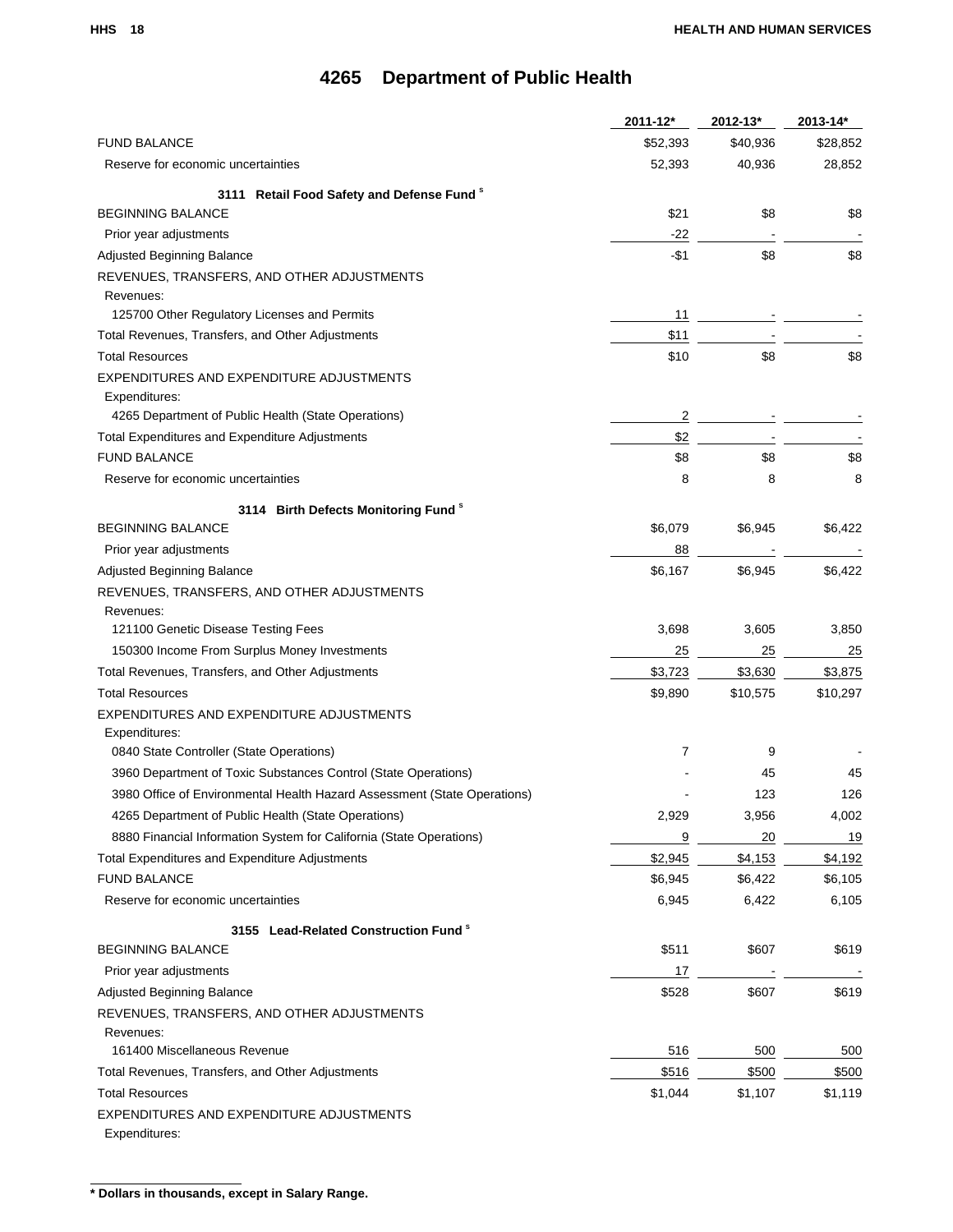# 4265 Department of Public Health

| | 2011-12* | 2012-13* | 2013-14* |
|---|---|---|---|
| FUND BALANCE | $52,393 | $40,936 | $28,852 |
| Reserve for economic uncertainties | 52,393 | 40,936 | 28,852 |
| **3111 Retail Food Safety and Defense Fund** [s] | | | |
| BEGINNING BALANCE | $21 | $8 | $8 |
| Prior year adjustments | -22 | - | - |
| Adjusted Beginning Balance | -$1 | $8 | $8 |
| REVENUES, TRANSFERS, AND OTHER ADJUSTMENTS | | | |
| Revenues: | | | |
| 125700 Other Regulatory Licenses and Permits | 11 | - | - |
| Total Revenues, Transfers, and Other Adjustments | $11 | - | - |
| Total Resources | $10 | $8 | $8 |
| EXPENDITURES AND EXPENDITURE ADJUSTMENTS | | | |
| Expenditures: | | | |
| 4265 Department of Public Health (State Operations) | 2 | - | - |
| Total Expenditures and Expenditure Adjustments | $2 | - | - |
| FUND BALANCE | $8 | $8 | $8 |
| Reserve for economic uncertainties | 8 | 8 | 8 |
| **3114 Birth Defects Monitoring Fund** [s] | | | |
| BEGINNING BALANCE | $6,079 | $6,945 | $6,422 |
| Prior year adjustments | 88 | - | - |
| Adjusted Beginning Balance | $6,167 | $6,945 | $6,422 |
| REVENUES, TRANSFERS, AND OTHER ADJUSTMENTS | | | |
| Revenues: | | | |
| 121100 Genetic Disease Testing Fees | 3,698 | 3,605 | 3,850 |
| 150300 Income From Surplus Money Investments | 25 | 25 | 25 |
| Total Revenues, Transfers, and Other Adjustments | $3,723 | $3,630 | $3,875 |
| Total Resources | $9,890 | $10,575 | $10,297 |
| EXPENDITURES AND EXPENDITURE ADJUSTMENTS | | | |
| Expenditures: | | | |
| 0840 State Controller (State Operations) | 7 | 9 | - |
| 3960 Department of Toxic Substances Control (State Operations) | - | 45 | 45 |
| 3980 Office of Environmental Health Hazard Assessment (State Operations) | - | 123 | 126 |
| 4265 Department of Public Health (State Operations) | 2,929 | 3,956 | 4,002 |
| 8880 Financial Information System for California (State Operations) | 9 | 20 | 19 |
| Total Expenditures and Expenditure Adjustments | $2,945 | $4,153 | $4,192 |
| FUND BALANCE | $6,945 | $6,422 | $6,105 |
| Reserve for economic uncertainties | 6,945 | 6,422 | 6,105 |
| **3155 Lead-Related Construction Fund** [s] | | | |
| BEGINNING BALANCE | $511 | $607 | $619 |
| Prior year adjustments | 17 | - | - |
| Adjusted Beginning Balance | $528 | $607 | $619 |
| REVENUES, TRANSFERS, AND OTHER ADJUSTMENTS | | | |
| Revenues: | | | |
| 161400 Miscellaneous Revenue | 516 | 500 | 500 |
| Total Revenues, Transfers, and Other Adjustments | $516 | $500 | $500 |
| Total Resources | $1,044 | $1,107 | $1,119 |
| EXPENDITURES AND EXPENDITURE ADJUSTMENTS | | | |
| Expenditures: | | | |

**\* Dollars in thousands, except in Salary Range.**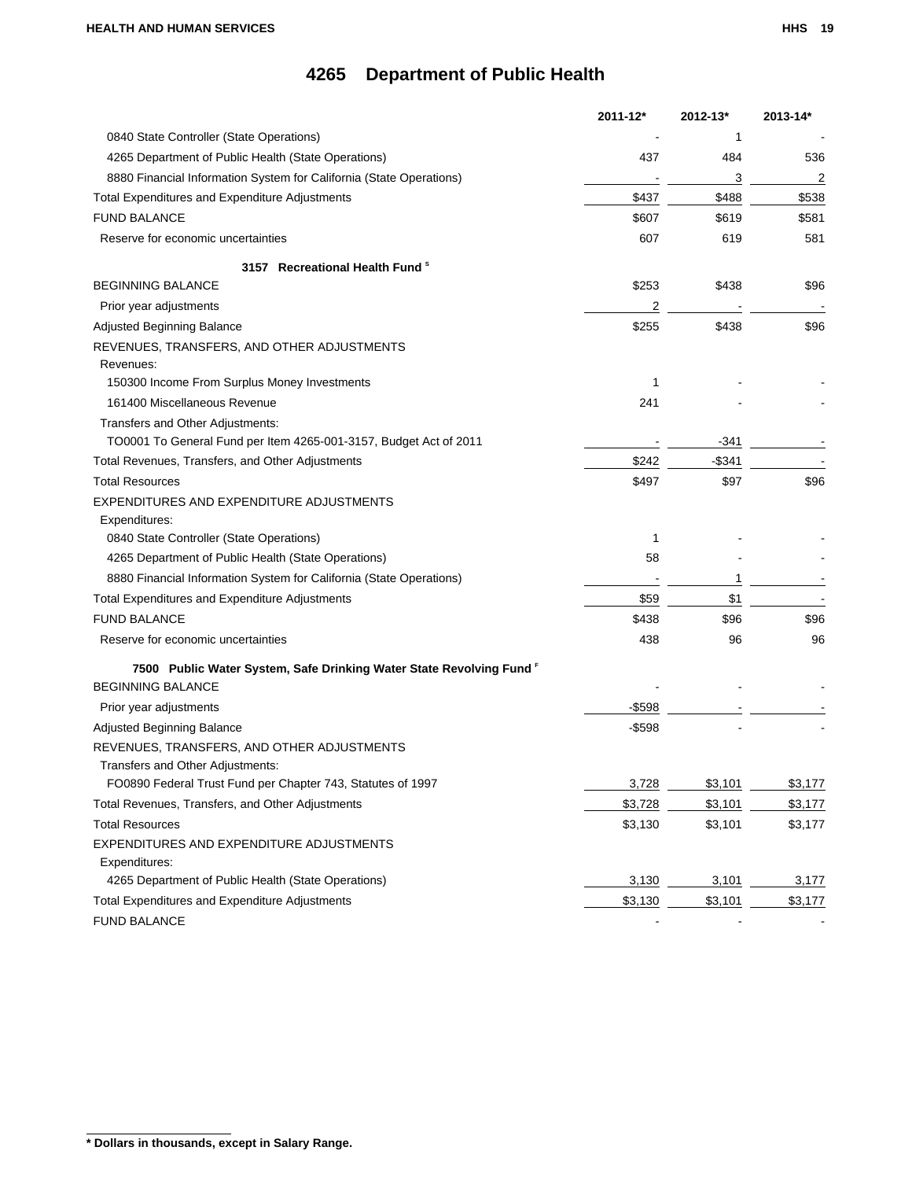# 4265 Department of Public Health

| | 2011-12* | 2012-13* | 2013-14* |
|---|---|---|---|
| 0840 State Controller (State Operations) | - | 1 | - |
| 4265 Department of Public Health (State Operations) | 437 | 484 | 536 |
| 8880 Financial Information System for California (State Operations) | - | 3 | 2 |
| Total Expenditures and Expenditure Adjustments | $437 | $488 | $538 |
| FUND BALANCE | $607 | $619 | $581 |
| Reserve for economic uncertainties | 607 | 619 | 581 |
| **3157 Recreational Health Fund** [S] | | | |
| BEGINNING BALANCE | $253 | $438 | $96 |
| Prior year adjustments | 2 | - | - |
| Adjusted Beginning Balance | $255 | $438 | $96 |
| REVENUES, TRANSFERS, AND OTHER ADJUSTMENTS | | | |
| Revenues: | | | |
| 150300 Income From Surplus Money Investments | 1 | - | - |
| 161400 Miscellaneous Revenue | 241 | - | - |
| Transfers and Other Adjustments: | | | |
| TO0001 To General Fund per Item 4265-001-3157, Budget Act of 2011 | - | -341 | - |
| Total Revenues, Transfers, and Other Adjustments | $242 | -$341 | - |
| Total Resources | $497 | $97 | $96 |
| EXPENDITURES AND EXPENDITURE ADJUSTMENTS | | | |
| Expenditures: | | | |
| 0840 State Controller (State Operations) | 1 | - | - |
| 4265 Department of Public Health (State Operations) | 58 | - | - |
| 8880 Financial Information System for California (State Operations) | - | 1 | - |
| Total Expenditures and Expenditure Adjustments | $59 | $1 | - |
| FUND BALANCE | $438 | $96 | $96 |
| Reserve for economic uncertainties | 438 | 96 | 96 |
| **7500 Public Water System, Safe Drinking Water State Revolving Fund** [F] | | | |
| BEGINNING BALANCE | - | - | - |
| Prior year adjustments | -$598 | - | - |
| Adjusted Beginning Balance | -$598 | - | - |
| REVENUES, TRANSFERS, AND OTHER ADJUSTMENTS | | | |
| Transfers and Other Adjustments: | | | |
| FO0890 Federal Trust Fund per Chapter 743, Statutes of 1997 | 3,728 | $3,101 | $3,177 |
| Total Revenues, Transfers, and Other Adjustments | $3,728 | $3,101 | $3,177 |
| Total Resources | $3,130 | $3,101 | $3,177 |
| EXPENDITURES AND EXPENDITURE ADJUSTMENTS | | | |
| Expenditures: | | | |
| 4265 Department of Public Health (State Operations) | 3,130 | 3,101 | 3,177 |
| Total Expenditures and Expenditure Adjustments | $3,130 | $3,101 | $3,177 |
| FUND BALANCE | - | - | - |

**\* Dollars in thousands, except in Salary Range.**